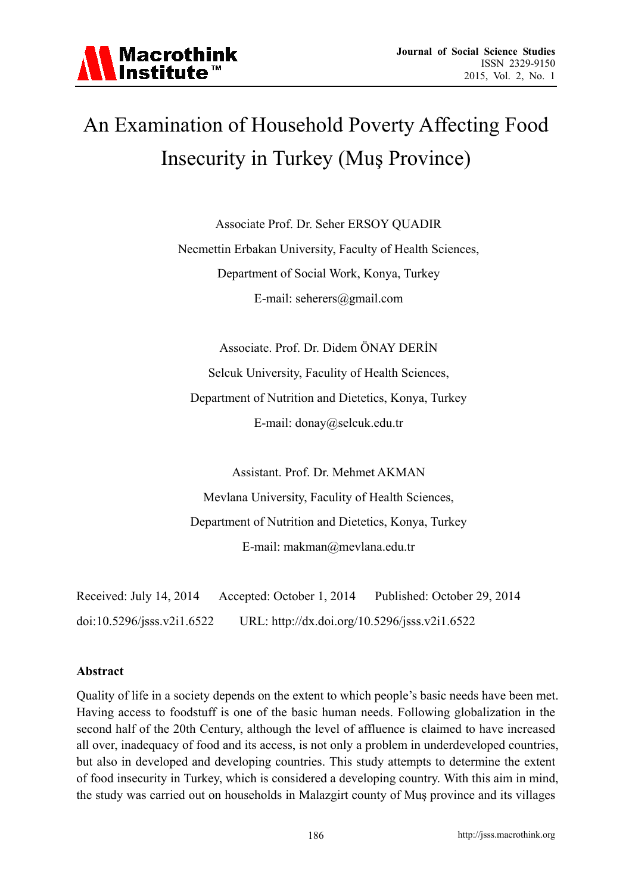# An Examination of Household Poverty Affecting Food Insecurity in Turkey (Muş Province)

Associate Prof. Dr. Seher ERSOY QUADIR

Necmettin Erbakan University, Faculty of Health Sciences,

Department of Social Work, Konya, Turkey

E-mail: seherers@gmail.com

Associate. Prof. Dr. Didem ÖNAY DERİN

Selcuk University, Faculty of Health Sciences,

Department of Nutrition and Dietetics, Konya, Turkey

E-mail: donay@selcuk.edu.tr

Assistant. Prof. Dr. Mehmet AKMAN

Mevlana University, Faculity of Health Sciences,

Department of Nutrition and Dietetics, Konya, Turkey

E-mail: makman@mevlana.edu.tr

Received: July 14, 2014 Accepted: October 1, 2014 Published: October 29, 2014

doi:10.5296/jsss.v2i1.6522 URL: http://dx.doi.org/10.5296/jsss.v2i1.6522

**Abstract**

Quality of life in a society depends on the extent to which people's basic needs have been met. Having access to foodstuff is one of the basic human needs. Following globalization in the second half of the 20th Century, although the level of affluence is claimed to have increased all over, inadequacy of food and its access, is not only a problem in underdeveloped countries, but also in developed and developing countries. This study attempts to determine the extent of food insecurity in Turkey, which is considered a developing country. With this aim in mind, the study was carried out on households in Malazgirt county of Muş province and its villages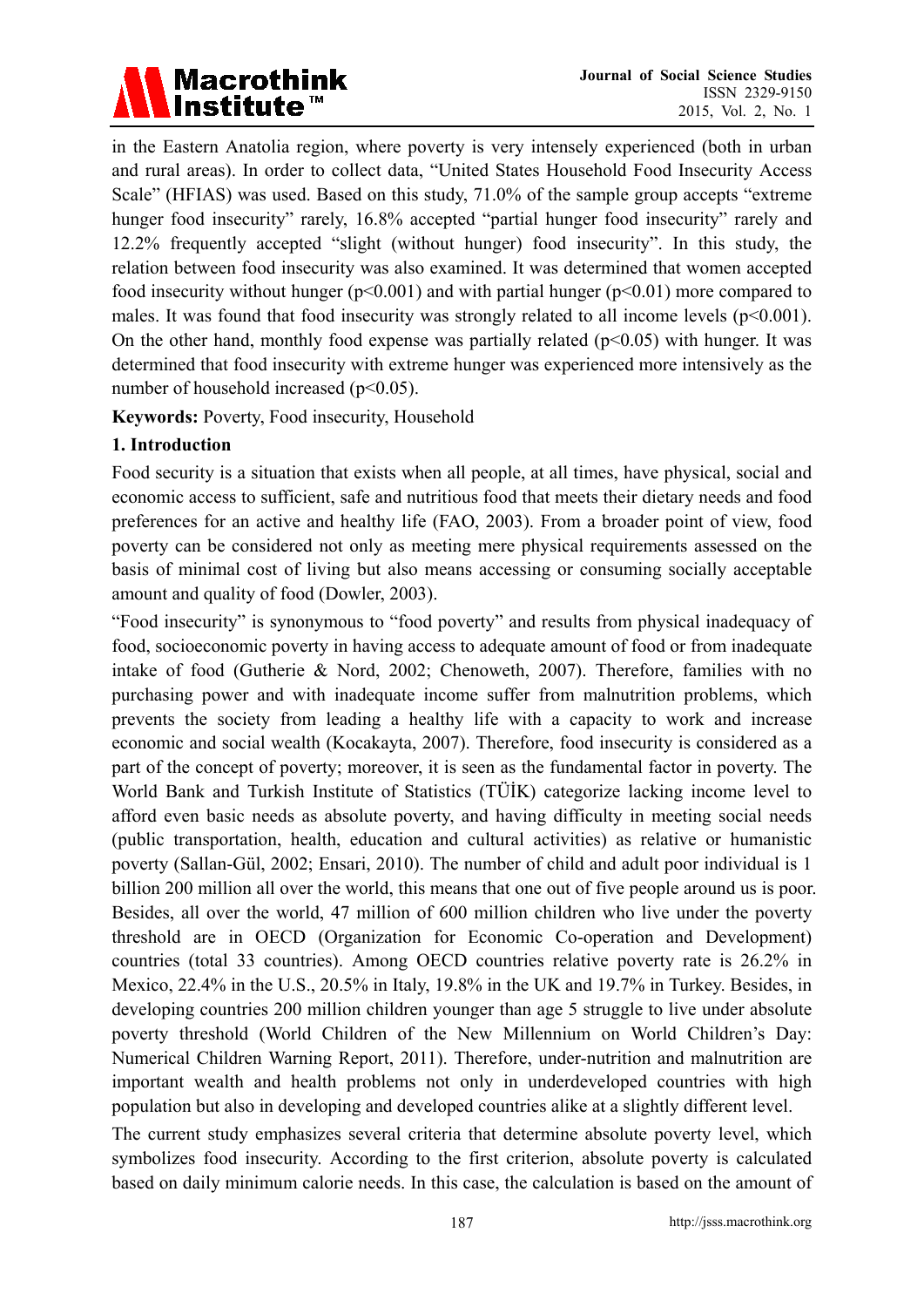in the Eastern Anatolia region, where poverty is very intensely experienced (both in urban and rural areas). In order to collect data, "United States Household Food Insecurity Access Scale" (HFIAS) was used. Based on this study, 71.0% of the sample group accepts "extreme hunger food insecurity" rarely, 16.8% accepted "partial hunger food insecurity" rarely and 12.2% frequently accepted "slight (without hunger) food insecurity". In this study, the relation between food insecurity was also examined. It was determined that women accepted food insecurity without hunger ($p<0.001$) and with partial hunger ($p<0.01$) more compared to males. It was found that food insecurity was strongly related to all income levels ($p<0.001$). On the other hand, monthly food expense was partially related ($p<0.05$) with hunger. It was determined that food insecurity with extreme hunger was experienced more intensively as the number of household increased ($p<0.05$).

**Keywords:** Poverty, Food insecurity, Household

## 1. Introduction

Food security is a situation that exists when all people, at all times, have physical, social and economic access to sufficient, safe and nutritious food that meets their dietary needs and food preferences for an active and healthy life (FAO, 2003). From a broader point of view, food poverty can be considered not only as meeting mere physical requirements assessed on the basis of minimal cost of living but also means accessing or consuming socially acceptable amount and quality of food (Dowler, 2003).

"Food insecurity" is synonymous to "food poverty" and results from physical inadequacy of food, socioeconomic poverty in having access to adequate amount of food or from inadequate intake of food (Gutherie & Nord, 2002; Chenoweth, 2007). Therefore, families with no purchasing power and with inadequate income suffer from malnutrition problems, which prevents the society from leading a healthy life with a capacity to work and increase economic and social wealth (Kocakayta, 2007). Therefore, food insecurity is considered as a part of the concept of poverty; moreover, it is seen as the fundamental factor in poverty. The World Bank and Turkish Institute of Statistics (TÜİK) categorize lacking income level to afford even basic needs as absolute poverty, and having difficulty in meeting social needs (public transportation, health, education and cultural activities) as relative or humanistic poverty (Sallan-Gül, 2002; Ensari, 2010). The number of child and adult poor individual is 1 billion 200 million all over the world, this means that one out of five people around us is poor. Besides, all over the world, 47 million of 600 million children who live under the poverty threshold are in OECD (Organization for Economic Co-operation and Development) countries (total 33 countries). Among OECD countries relative poverty rate is 26.2% in Mexico, 22.4% in the U.S., 20.5% in Italy, 19.8% in the UK and 19.7% in Turkey. Besides, in developing countries 200 million children younger than age 5 struggle to live under absolute poverty threshold (World Children of the New Millennium on World Children's Day: Numerical Children Warning Report, 2011). Therefore, under-nutrition and malnutrition are important wealth and health problems not only in underdeveloped countries with high population but also in developing and developed countries alike at a slightly different level.

The current study emphasizes several criteria that determine absolute poverty level, which symbolizes food insecurity. According to the first criterion, absolute poverty is calculated based on daily minimum calorie needs. In this case, the calculation is based on the amount of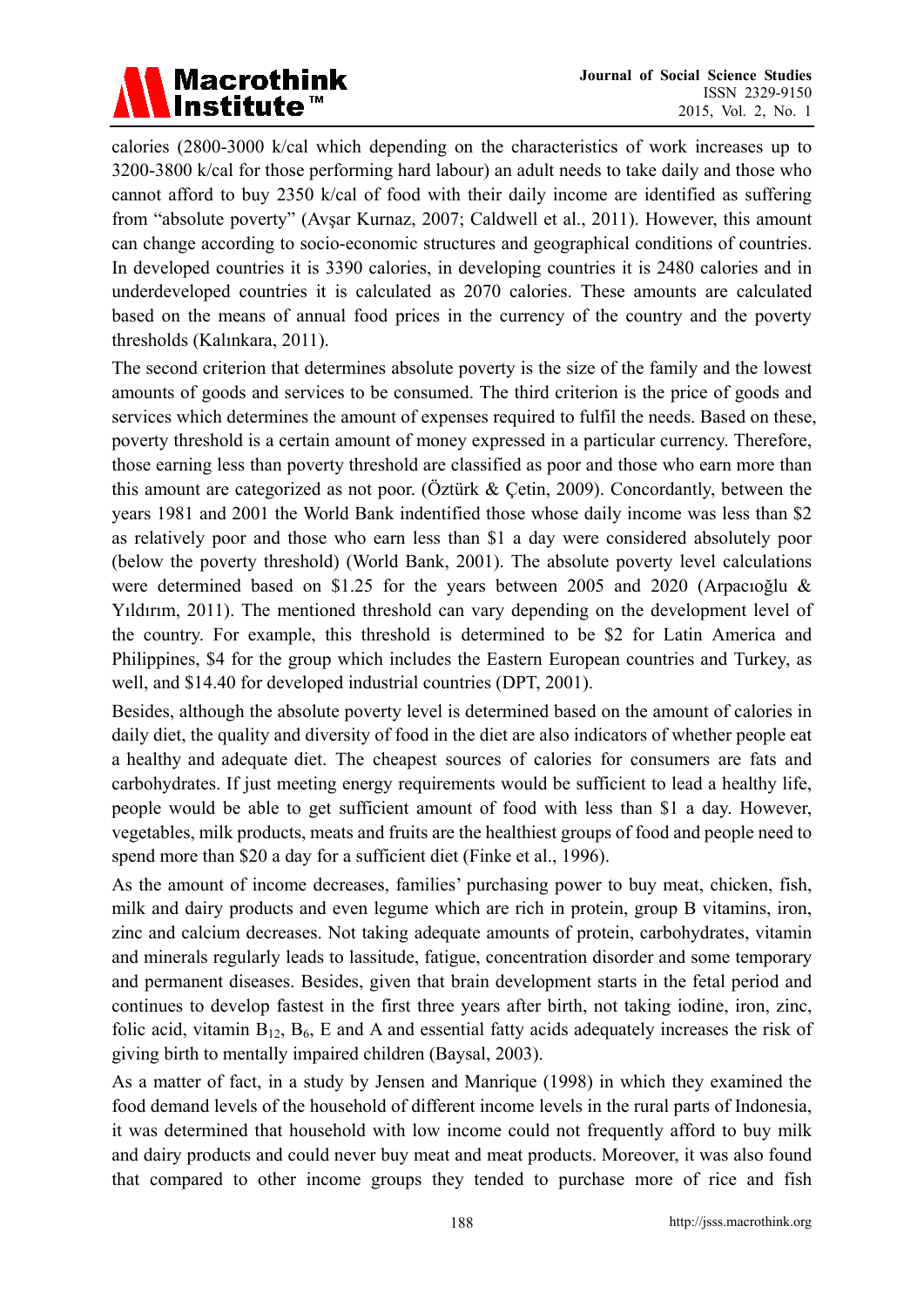calories (2800-3000 k/cal which depending on the characteristics of work increases up to 3200-3800 k/cal for those performing hard labour) an adult needs to take daily and those who cannot afford to buy 2350 k/cal of food with their daily income are identified as suffering from "absolute poverty" (Avşar Kurnaz, 2007; Caldwell et al., 2011). However, this amount can change according to socio-economic structures and geographical conditions of countries. In developed countries it is 3390 calories, in developing countries it is 2480 calories and in underdeveloped countries it is calculated as 2070 calories. These amounts are calculated based on the means of annual food prices in the currency of the country and the poverty thresholds (Kalınkara, 2011).

The second criterion that determines absolute poverty is the size of the family and the lowest amounts of goods and services to be consumed. The third criterion is the price of goods and services which determines the amount of expenses required to fulfil the needs. Based on these, poverty threshold is a certain amount of money expressed in a particular currency. Therefore, those earning less than poverty threshold are classified as poor and those who earn more than this amount are categorized as not poor. (Öztürk & Çetin, 2009). Concordantly, between the years 1981 and 2001 the World Bank indentified those whose daily income was less than $2 as relatively poor and those who earn less than $1 a day were considered absolutely poor (below the poverty threshold) (World Bank, 2001). The absolute poverty level calculations were determined based on $1.25 for the years between 2005 and 2020 (Arpacıoğlu & Yıldırım, 2011). The mentioned threshold can vary depending on the development level of the country. For example, this threshold is determined to be $2 for Latin America and Philippines, $4 for the group which includes the Eastern European countries and Turkey, as well, and $14.40 for developed industrial countries (DPT, 2001).

Besides, although the absolute poverty level is determined based on the amount of calories in daily diet, the quality and diversity of food in the diet are also indicators of whether people eat a healthy and adequate diet. The cheapest sources of calories for consumers are fats and carbohydrates. If just meeting energy requirements would be sufficient to lead a healthy life, people would be able to get sufficient amount of food with less than $1 a day. However, vegetables, milk products, meats and fruits are the healthiest groups of food and people need to spend more than $20 a day for a sufficient diet (Finke et al., 1996).

As the amount of income decreases, families' purchasing power to buy meat, chicken, fish, milk and dairy products and even legume which are rich in protein, group B vitamins, iron, zinc and calcium decreases. Not taking adequate amounts of protein, carbohydrates, vitamin and minerals regularly leads to lassitude, fatigue, concentration disorder and some temporary and permanent diseases. Besides, given that brain development starts in the fetal period and continues to develop fastest in the first three years after birth, not taking iodine, iron, zinc, folic acid, vitamin $B_{12}$, $B_6$, E and A and essential fatty acids adequately increases the risk of giving birth to mentally impaired children (Baysal, 2003).

As a matter of fact, in a study by Jensen and Manrique (1998) in which they examined the food demand levels of the household of different income levels in the rural parts of Indonesia, it was determined that household with low income could not frequently afford to buy milk and dairy products and could never buy meat and meat products. Moreover, it was also found that compared to other income groups they tended to purchase more of rice and fish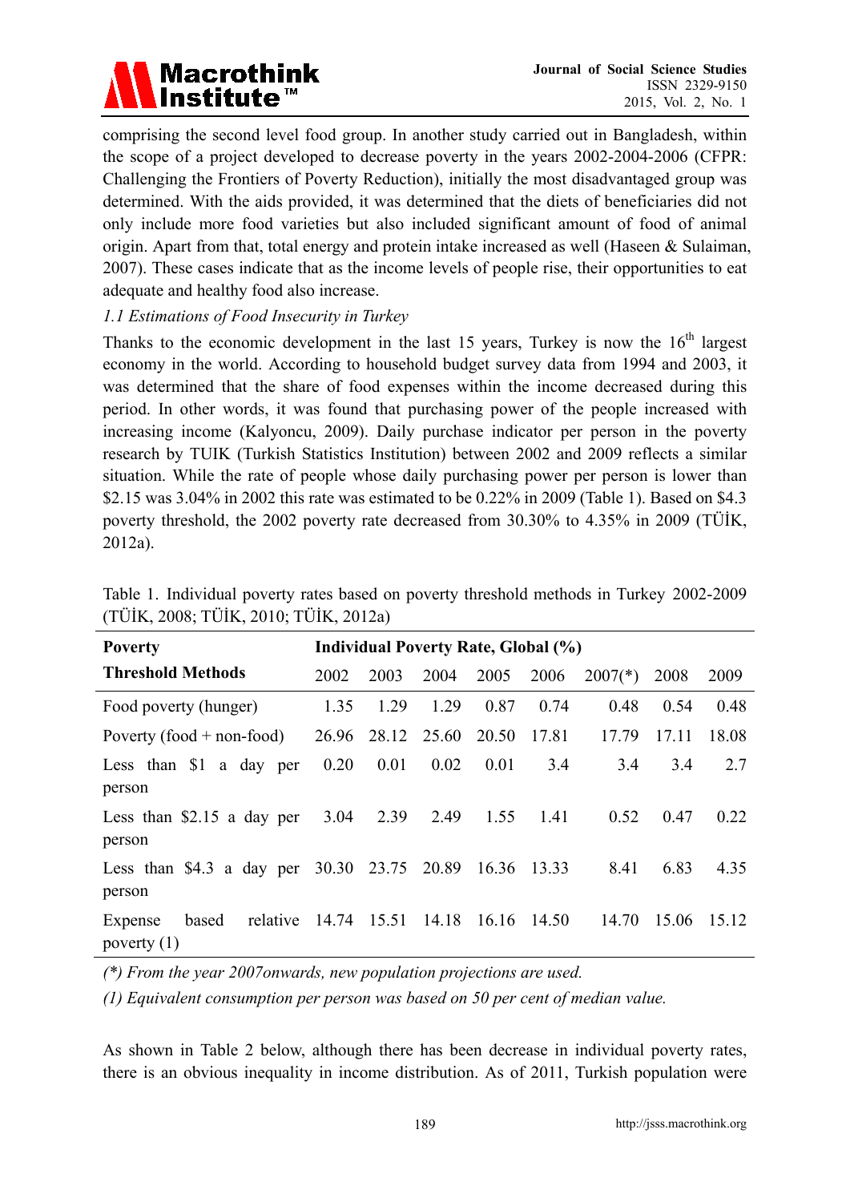comprising the second level food group. In another study carried out in Bangladesh, within the scope of a project developed to decrease poverty in the years 2002-2004-2006 (CFPR: Challenging the Frontiers of Poverty Reduction), initially the most disadvantaged group was determined. With the aids provided, it was determined that the diets of beneficiaries did not only include more food varieties but also included significant amount of food of animal origin. Apart from that, total energy and protein intake increased as well (Haseen & Sulaiman, 2007). These cases indicate that as the income levels of people rise, their opportunities to eat adequate and healthy food also increase.

### *1.1 Estimations of Food Insecurity in Turkey*

Thanks to the economic development in the last 15 years, Turkey is now the 16$^{th}$ largest economy in the world. According to household budget survey data from 1994 and 2003, it was determined that the share of food expenses within the income decreased during this period. In other words, it was found that purchasing power of the people increased with increasing income (Kalyoncu, 2009). Daily purchase indicator per person in the poverty research by TUIK (Turkish Statistics Institution) between 2002 and 2009 reflects a similar situation. While the rate of people whose daily purchasing power per person is lower than \$2.15 was 3.04% in 2002 this rate was estimated to be 0.22% in 2009 (Table 1). Based on \$4.3 poverty threshold, the 2002 poverty rate decreased from 30.30% to 4.35% in 2009 (TÜİK, 2012a).

Table 1. Individual poverty rates based on poverty threshold methods in Turkey 2002-2009 (TÜİK, 2008; TÜİK, 2010; TÜİK, 2012a)

| **Poverty Threshold Methods** | **Individual Poverty Rate, Global (%)** | | | | | | | |
|---|---|---|---|---|---|---|---|---|
| | 2002 | 2003 | 2004 | 2005 | 2006 | 2007(*) | 2008 | 2009 |
| Food poverty (hunger) | 1.35 | 1.29 | 1.29 | 0.87 | 0.74 | 0.48 | 0.54 | 0.48 |
| Poverty (food + non-food) | 26.96 | 28.12 | 25.60 | 20.50 | 17.81 | 17.79 | 17.11 | 18.08 |
| Less than \$1 a day per person | 0.20 | 0.01 | 0.02 | 0.01 | 3.4 | 3.4 | 3.4 | 2.7 |
| Less than \$2.15 a day per person | 3.04 | 2.39 | 2.49 | 1.55 | 1.41 | 0.52 | 0.47 | 0.22 |
| Less than \$4.3 a day per person | 30.30 | 23.75 | 20.89 | 16.36 | 13.33 | 8.41 | 6.83 | 4.35 |
| Expense based relative poverty (1) | 14.74 | 15.51 | 14.18 | 16.16 | 14.50 | 14.70 | 15.06 | 15.12 |

*(\*) From the year 2007onwards, new population projections are used.*

*(1) Equivalent consumption per person was based on 50 per cent of median value.*

As shown in Table 2 below, although there has been decrease in individual poverty rates, there is an obvious inequality in income distribution. As of 2011, Turkish population were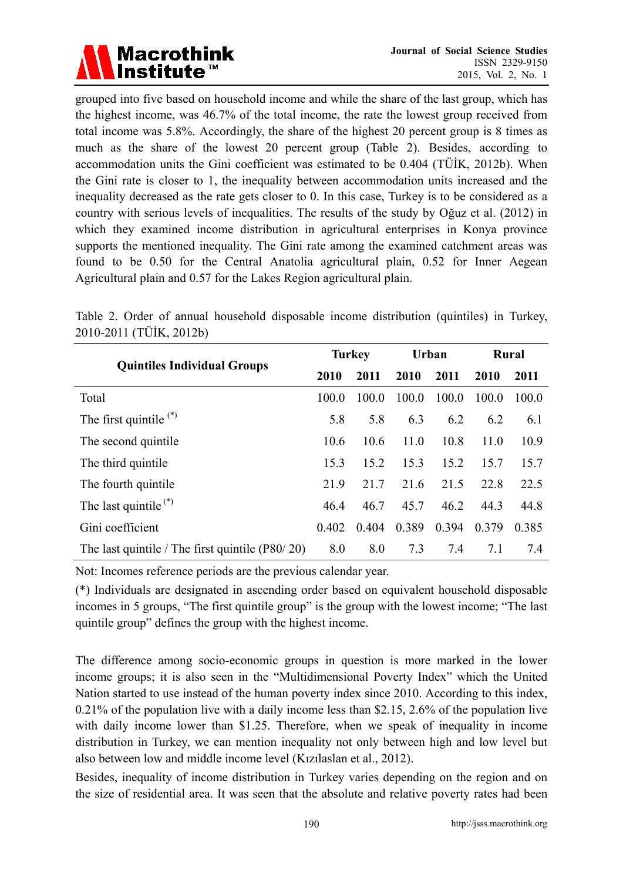grouped into five based on household income and while the share of the last group, which has the highest income, was 46.7% of the total income, the rate the lowest group received from total income was 5.8%. Accordingly, the share of the highest 20 percent group is 8 times as much as the share of the lowest 20 percent group (Table 2). Besides, according to accommodation units the Gini coefficient was estimated to be 0.404 (TÜİK, 2012b). When the Gini rate is closer to 1, the inequality between accommodation units increased and the inequality decreased as the rate gets closer to 0. In this case, Turkey is to be considered as a country with serious levels of inequalities. The results of the study by Oğuz et al. (2012) in which they examined income distribution in agricultural enterprises in Konya province supports the mentioned inequality. The Gini rate among the examined catchment areas was found to be 0.50 for the Central Anatolia agricultural plain, 0.52 for Inner Aegean Agricultural plain and 0.57 for the Lakes Region agricultural plain.

Table 2. Order of annual household disposable income distribution (quintiles) in Turkey, 2010-2011 (TÜİK, 2012b)

| Quintiles Individual Groups | Turkey | | Urban | | Rural | |
|---|---|---|---|---|---|---|
| | 2010 | 2011 | 2010 | 2011 | 2010 | 2011 |
| Total | 100.0 | 100.0 | 100.0 | 100.0 | 100.0 | 100.0 |
| The first quintile (*) | 5.8 | 5.8 | 6.3 | 6.2 | 6.2 | 6.1 |
| The second quintile | 10.6 | 10.6 | 11.0 | 10.8 | 11.0 | 10.9 |
| The third quintile | 15.3 | 15.2 | 15.3 | 15.2 | 15.7 | 15.7 |
| The fourth quintile | 21.9 | 21.7 | 21.6 | 21.5 | 22.8 | 22.5 |
| The last quintile (*) | 46.4 | 46.7 | 45.7 | 46.2 | 44.3 | 44.8 |
| Gini coefficient | 0.402 | 0.404 | 0.389 | 0.394 | 0.379 | 0.385 |
| The last quintile / The first quintile (P80/ 20) | 8.0 | 8.0 | 7.3 | 7.4 | 7.1 | 7.4 |

Not: Incomes reference periods are the previous calendar year.

(*) Individuals are designated in ascending order based on equivalent household disposable incomes in 5 groups, "The first quintile group" is the group with the lowest income; "The last quintile group" defines the group with the highest income.

The difference among socio-economic groups in question is more marked in the lower income groups; it is also seen in the "Multidimensional Poverty Index" which the United Nation started to use instead of the human poverty index since 2010. According to this index, 0.21% of the population live with a daily income less than $2.15, 2.6% of the population live with daily income lower than $1.25. Therefore, when we speak of inequality in income distribution in Turkey, we can mention inequality not only between high and low level but also between low and middle income level (Kızılaslan et al., 2012).

Besides, inequality of income distribution in Turkey varies depending on the region and on the size of residential area. It was seen that the absolute and relative poverty rates had been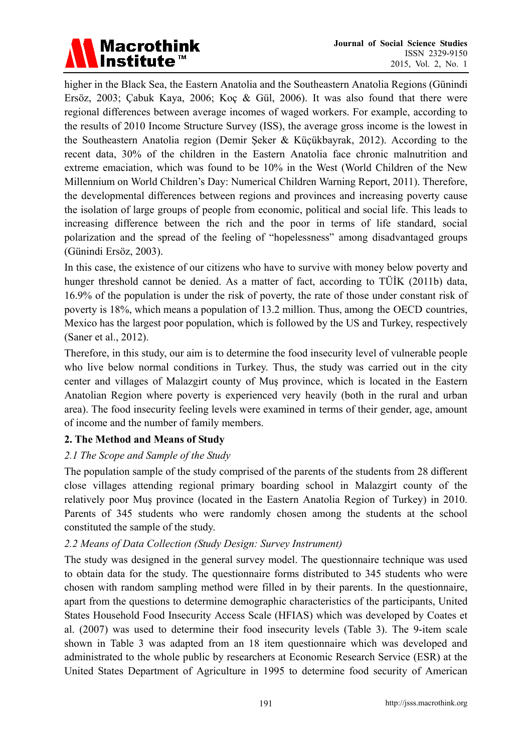higher in the Black Sea, the Eastern Anatolia and the Southeastern Anatolia Regions (Günindi Ersöz, 2003; Çabuk Kaya, 2006; Koç & Gül, 2006). It was also found that there were regional differences between average incomes of waged workers. For example, according to the results of 2010 Income Structure Survey (ISS), the average gross income is the lowest in the Southeastern Anatolia region (Demir Şeker & Küçükbayrak, 2012). According to the recent data, 30% of the children in the Eastern Anatolia face chronic malnutrition and extreme emaciation, which was found to be 10% in the West (World Children of the New Millennium on World Children's Day: Numerical Children Warning Report, 2011). Therefore, the developmental differences between regions and provinces and increasing poverty cause the isolation of large groups of people from economic, political and social life. This leads to increasing difference between the rich and the poor in terms of life standard, social polarization and the spread of the feeling of "hopelessness" among disadvantaged groups (Günindi Ersöz, 2003).

In this case, the existence of our citizens who have to survive with money below poverty and hunger threshold cannot be denied. As a matter of fact, according to TÜİK (2011b) data, 16.9% of the population is under the risk of poverty, the rate of those under constant risk of poverty is 18%, which means a population of 13.2 million. Thus, among the OECD countries, Mexico has the largest poor population, which is followed by the US and Turkey, respectively (Saner et al., 2012).

Therefore, in this study, our aim is to determine the food insecurity level of vulnerable people who live below normal conditions in Turkey. Thus, the study was carried out in the city center and villages of Malazgirt county of Muş province, which is located in the Eastern Anatolian Region where poverty is experienced very heavily (both in the rural and urban area). The food insecurity feeling levels were examined in terms of their gender, age, amount of income and the number of family members.

## 2. The Method and Means of Study

### *2.1 The Scope and Sample of the Study*

The population sample of the study comprised of the parents of the students from 28 different close villages attending regional primary boarding school in Malazgirt county of the relatively poor Muş province (located in the Eastern Anatolia Region of Turkey) in 2010. Parents of 345 students who were randomly chosen among the students at the school constituted the sample of the study.

### *2.2 Means of Data Collection (Study Design: Survey Instrument)*

The study was designed in the general survey model. The questionnaire technique was used to obtain data for the study. The questionnaire forms distributed to 345 students who were chosen with random sampling method were filled in by their parents. In the questionnaire, apart from the questions to determine demographic characteristics of the participants, United States Household Food Insecurity Access Scale (HFIAS) which was developed by Coates et al. (2007) was used to determine their food insecurity levels (Table 3). The 9-item scale shown in Table 3 was adapted from an 18 item questionnaire which was developed and administrated to the whole public by researchers at Economic Research Service (ESR) at the United States Department of Agriculture in 1995 to determine food security of American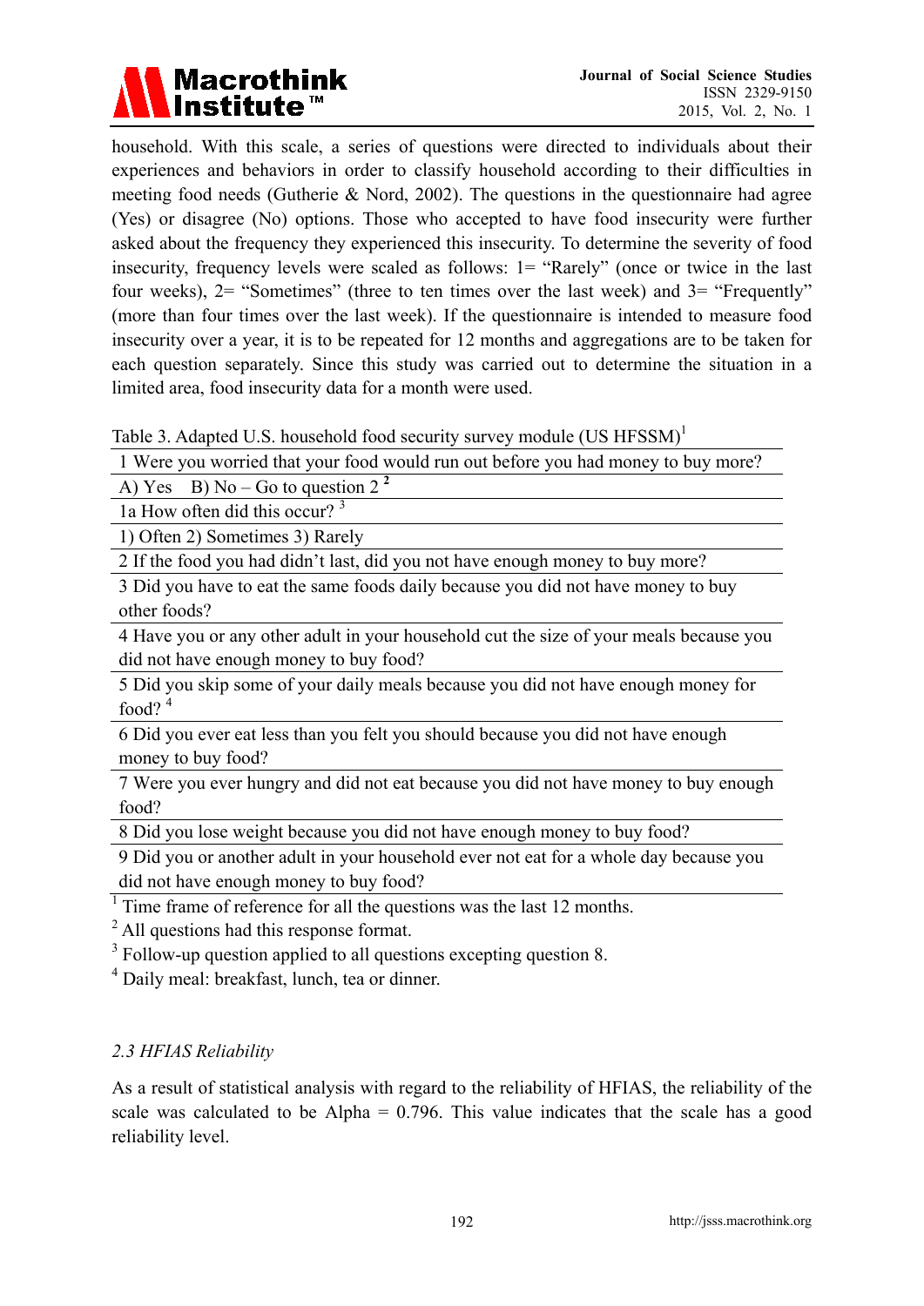household. With this scale, a series of questions were directed to individuals about their experiences and behaviors in order to classify household according to their difficulties in meeting food needs (Gutherie & Nord, 2002). The questions in the questionnaire had agree (Yes) or disagree (No) options. Those who accepted to have food insecurity were further asked about the frequency they experienced this insecurity. To determine the severity of food insecurity, frequency levels were scaled as follows: 1= "Rarely" (once or twice in the last four weeks), 2= "Sometimes" (three to ten times over the last week) and 3= "Frequently" (more than four times over the last week). If the questionnaire is intended to measure food insecurity over a year, it is to be repeated for 12 months and aggregations are to be taken for each question separately. Since this study was carried out to determine the situation in a limited area, food insecurity data for a month were used.

Table 3. Adapted U.S. household food security survey module (US HFSSM)[1]

| 1 Were you worried that your food would run out before you had money to buy more? |
|---|
| A) Yes B) No – Go to question 2 [2] |
| 1a How often did this occur? [3] |
| 1) Often 2) Sometimes 3) Rarely |
| 2 If the food you had didn't last, did you not have enough money to buy more? |
| 3 Did you have to eat the same foods daily because you did not have money to buy other foods? |
| 4 Have you or any other adult in your household cut the size of your meals because you did not have enough money to buy food? |
| 5 Did you skip some of your daily meals because you did not have enough money for food? [4] |
| 6 Did you ever eat less than you felt you should because you did not have enough money to buy food? |
| 7 Were you ever hungry and did not eat because you did not have money to buy enough food? |
| 8 Did you lose weight because you did not have enough money to buy food? |
| 9 Did you or another adult in your household ever not eat for a whole day because you did not have enough money to buy food? |

[1] Time frame of reference for all the questions was the last 12 months.

[2] All questions had this response format.

[3] Follow-up question applied to all questions excepting question 8.

[4] Daily meal: breakfast, lunch, tea or dinner.

### *2.3 HFIAS Reliability*

As a result of statistical analysis with regard to the reliability of HFIAS, the reliability of the scale was calculated to be Alpha = 0.796. This value indicates that the scale has a good reliability level.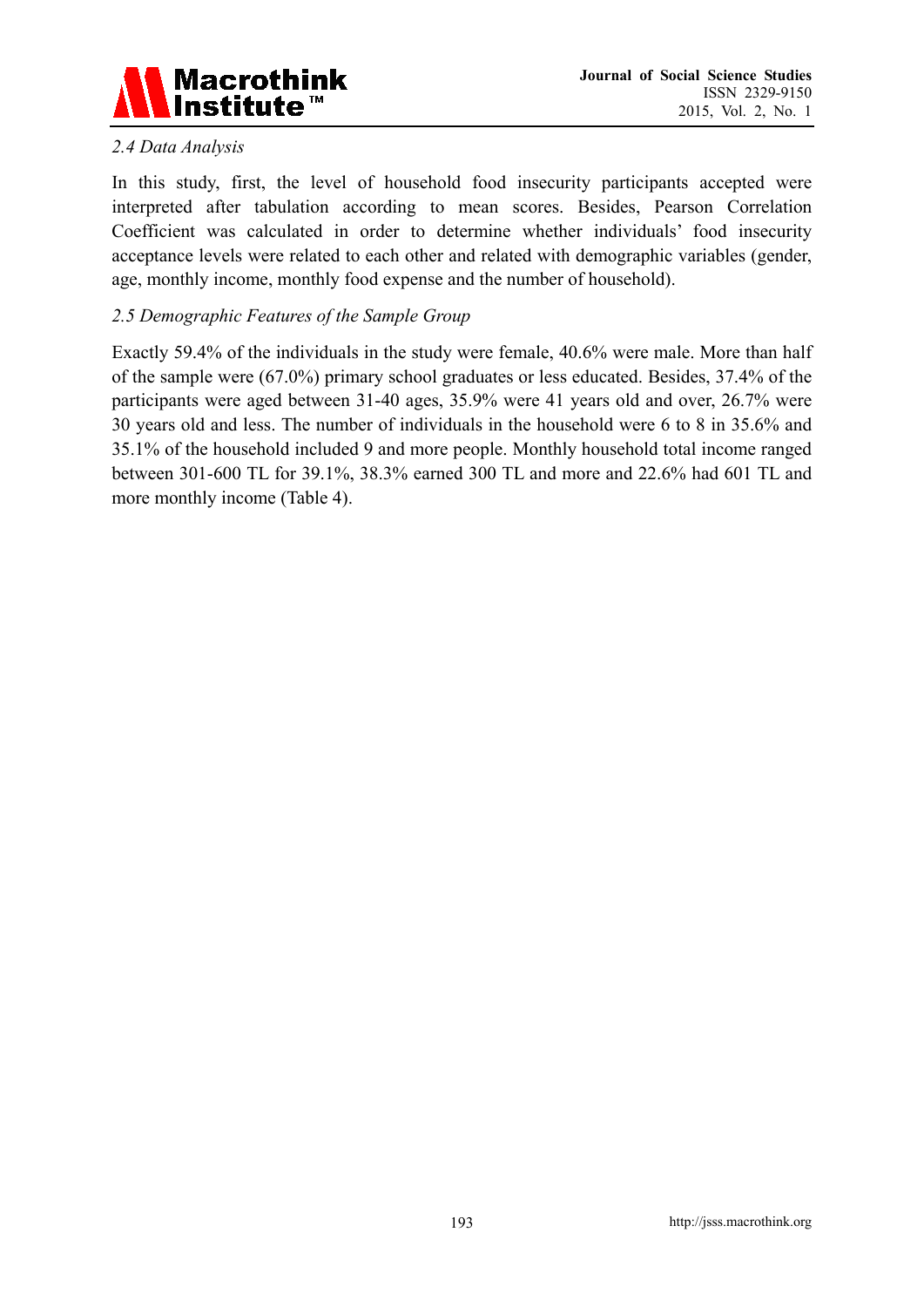### *2.4 Data Analysis*

In this study, first, the level of household food insecurity participants accepted were interpreted after tabulation according to mean scores. Besides, Pearson Correlation Coefficient was calculated in order to determine whether individuals' food insecurity acceptance levels were related to each other and related with demographic variables (gender, age, monthly income, monthly food expense and the number of household).

### *2.5 Demographic Features of the Sample Group*

Exactly 59.4% of the individuals in the study were female, 40.6% were male. More than half of the sample were (67.0%) primary school graduates or less educated. Besides, 37.4% of the participants were aged between 31-40 ages, 35.9% were 41 years old and over, 26.7% were 30 years old and less. The number of individuals in the household were 6 to 8 in 35.6% and 35.1% of the household included 9 and more people. Monthly household total income ranged between 301-600 TL for 39.1%, 38.3% earned 300 TL and more and 22.6% had 601 TL and more monthly income (Table 4).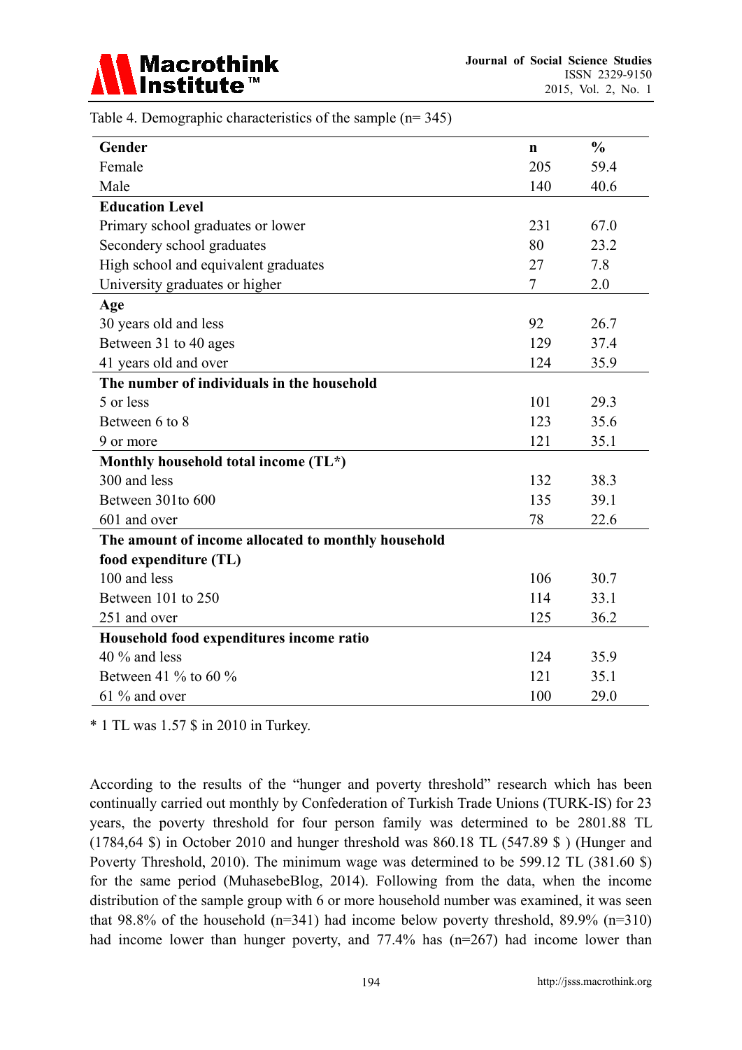Table 4. Demographic characteristics of the sample (n= 345)

| **Gender** | **n** | **%** |
|---|---|---|
| Female | 205 | 59.4 |
| Male | 140 | 40.6 |
| **Education Level** | | |
| Primary school graduates or lower | 231 | 67.0 |
| Secondery school graduates | 80 | 23.2 |
| High school and equivalent graduates | 27 | 7.8 |
| University graduates or higher | 7 | 2.0 |
| **Age** | | |
| 30 years old and less | 92 | 26.7 |
| Between 31 to 40 ages | 129 | 37.4 |
| 41 years old and over | 124 | 35.9 |
| **The number of individuals in the household** | | |
| 5 or less | 101 | 29.3 |
| Between 6 to 8 | 123 | 35.6 |
| 9 or more | 121 | 35.1 |
| **Monthly household total income (TL*)** | | |
| 300 and less | 132 | 38.3 |
| Between 301to 600 | 135 | 39.1 |
| 601 and over | 78 | 22.6 |
| **The amount of income allocated to monthly household food expenditure (TL)** | | |
| 100 and less | 106 | 30.7 |
| Between 101 to 250 | 114 | 33.1 |
| 251 and over | 125 | 36.2 |
| **Household food expenditures income ratio** | | |
| 40 % and less | 124 | 35.9 |
| Between 41 % to 60 % | 121 | 35.1 |
| 61 % and over | 100 | 29.0 |

* 1 TL was 1.57 $ in 2010 in Turkey.

According to the results of the "hunger and poverty threshold" research which has been continually carried out monthly by Confederation of Turkish Trade Unions (TURK-IS) for 23 years, the poverty threshold for four person family was determined to be 2801.88 TL (1784,64 $) in October 2010 and hunger threshold was 860.18 TL (547.89 $ ) (Hunger and Poverty Threshold, 2010). The minimum wage was determined to be 599.12 TL (381.60 $) for the same period (MuhasebeBlog, 2014). Following from the data, when the income distribution of the sample group with 6 or more household number was examined, it was seen that 98.8% of the household (n=341) had income below poverty threshold, 89.9% (n=310) had income lower than hunger poverty, and 77.4% has (n=267) had income lower than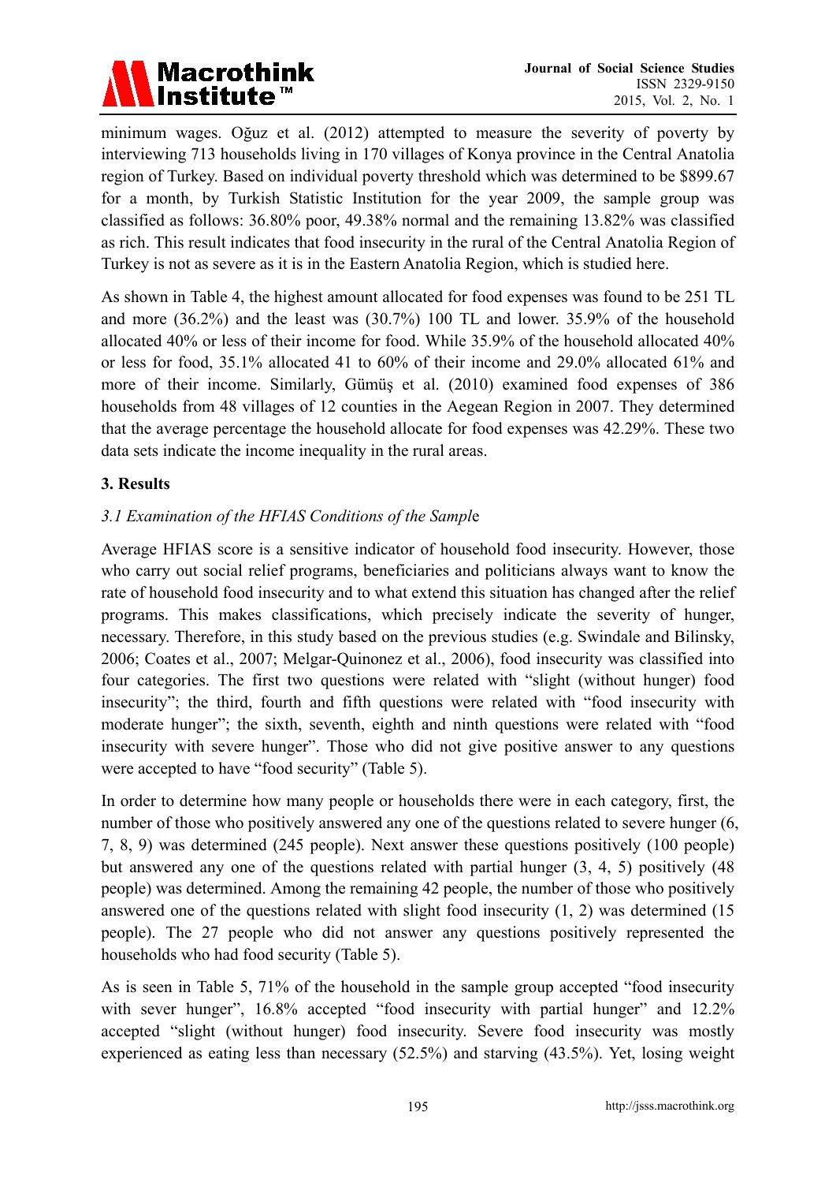minimum wages. Oğuz et al. (2012) attempted to measure the severity of poverty by interviewing 713 households living in 170 villages of Konya province in the Central Anatolia region of Turkey. Based on individual poverty threshold which was determined to be $899.67 for a month, by Turkish Statistic Institution for the year 2009, the sample group was classified as follows: 36.80% poor, 49.38% normal and the remaining 13.82% was classified as rich. This result indicates that food insecurity in the rural of the Central Anatolia Region of Turkey is not as severe as it is in the Eastern Anatolia Region, which is studied here.

As shown in Table 4, the highest amount allocated for food expenses was found to be 251 TL and more (36.2%) and the least was (30.7%) 100 TL and lower. 35.9% of the household allocated 40% or less of their income for food. While 35.9% of the household allocated 40% or less for food, 35.1% allocated 41 to 60% of their income and 29.0% allocated 61% and more of their income. Similarly, Gümüş et al. (2010) examined food expenses of 386 households from 48 villages of 12 counties in the Aegean Region in 2007. They determined that the average percentage the household allocate for food expenses was 42.29%. These two data sets indicate the income inequality in the rural areas.

## 3. Results

### *3.1 Examination of the HFIAS Conditions of the Sample*

Average HFIAS score is a sensitive indicator of household food insecurity. However, those who carry out social relief programs, beneficiaries and politicians always want to know the rate of household food insecurity and to what extend this situation has changed after the relief programs. This makes classifications, which precisely indicate the severity of hunger, necessary. Therefore, in this study based on the previous studies (e.g. Swindale and Bilinsky, 2006; Coates et al., 2007; Melgar-Quinonez et al., 2006), food insecurity was classified into four categories. The first two questions were related with "slight (without hunger) food insecurity"; the third, fourth and fifth questions were related with "food insecurity with moderate hunger"; the sixth, seventh, eighth and ninth questions were related with "food insecurity with severe hunger". Those who did not give positive answer to any questions were accepted to have "food security" (Table 5).

In order to determine how many people or households there were in each category, first, the number of those who positively answered any one of the questions related to severe hunger (6, 7, 8, 9) was determined (245 people). Next answer these questions positively (100 people) but answered any one of the questions related with partial hunger (3, 4, 5) positively (48 people) was determined. Among the remaining 42 people, the number of those who positively answered one of the questions related with slight food insecurity (1, 2) was determined (15 people). The 27 people who did not answer any questions positively represented the households who had food security (Table 5).

As is seen in Table 5, 71% of the household in the sample group accepted "food insecurity with sever hunger", 16.8% accepted "food insecurity with partial hunger" and 12.2% accepted "slight (without hunger) food insecurity. Severe food insecurity was mostly experienced as eating less than necessary (52.5%) and starving (43.5%). Yet, losing weight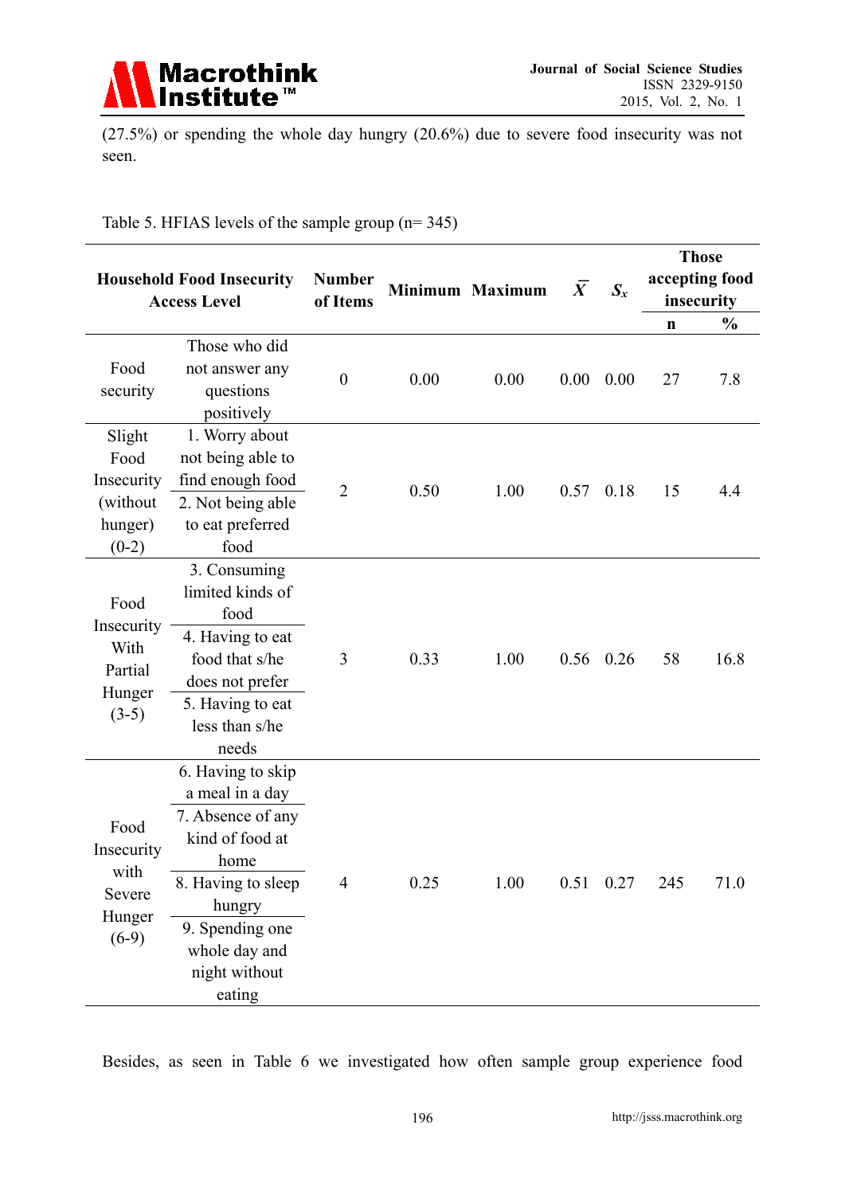(27.5%) or spending the whole day hungry (20.6%) due to severe food insecurity was not seen.

Table 5. HFIAS levels of the sample group (n= 345)

| Household Food Insecurity Access Level | | Number of Items | Minimum | Maximum | $\bar{X}$ | $S_x$ | Those accepting food insecurity | |
|---|---|---|---|---|---|---|---|---|
| | | | | | | | n | % |
| Food security | Those who did not answer any questions positively | 0 | 0.00 | 0.00 | 0.00 | 0.00 | 27 | 7.8 |
| Slight Food Insecurity (without hunger) (0-2) | 1. Worry about not being able to find enough food<br>2. Not being able to eat preferred food | 2 | 0.50 | 1.00 | 0.57 | 0.18 | 15 | 4.4 |
| Food Insecurity With Partial Hunger (3-5) | 3. Consuming limited kinds of food<br>4. Having to eat food that s/he does not prefer<br>5. Having to eat less than s/he needs | 3 | 0.33 | 1.00 | 0.56 | 0.26 | 58 | 16.8 |
| Food Insecurity with Severe Hunger (6-9) | 6. Having to skip a meal in a day<br>7. Absence of any kind of food at home<br>8. Having to sleep hungry<br>9. Spending one whole day and night without eating | 4 | 0.25 | 1.00 | 0.51 | 0.27 | 245 | 71.0 |

Besides, as seen in Table 6 we investigated how often sample group experience food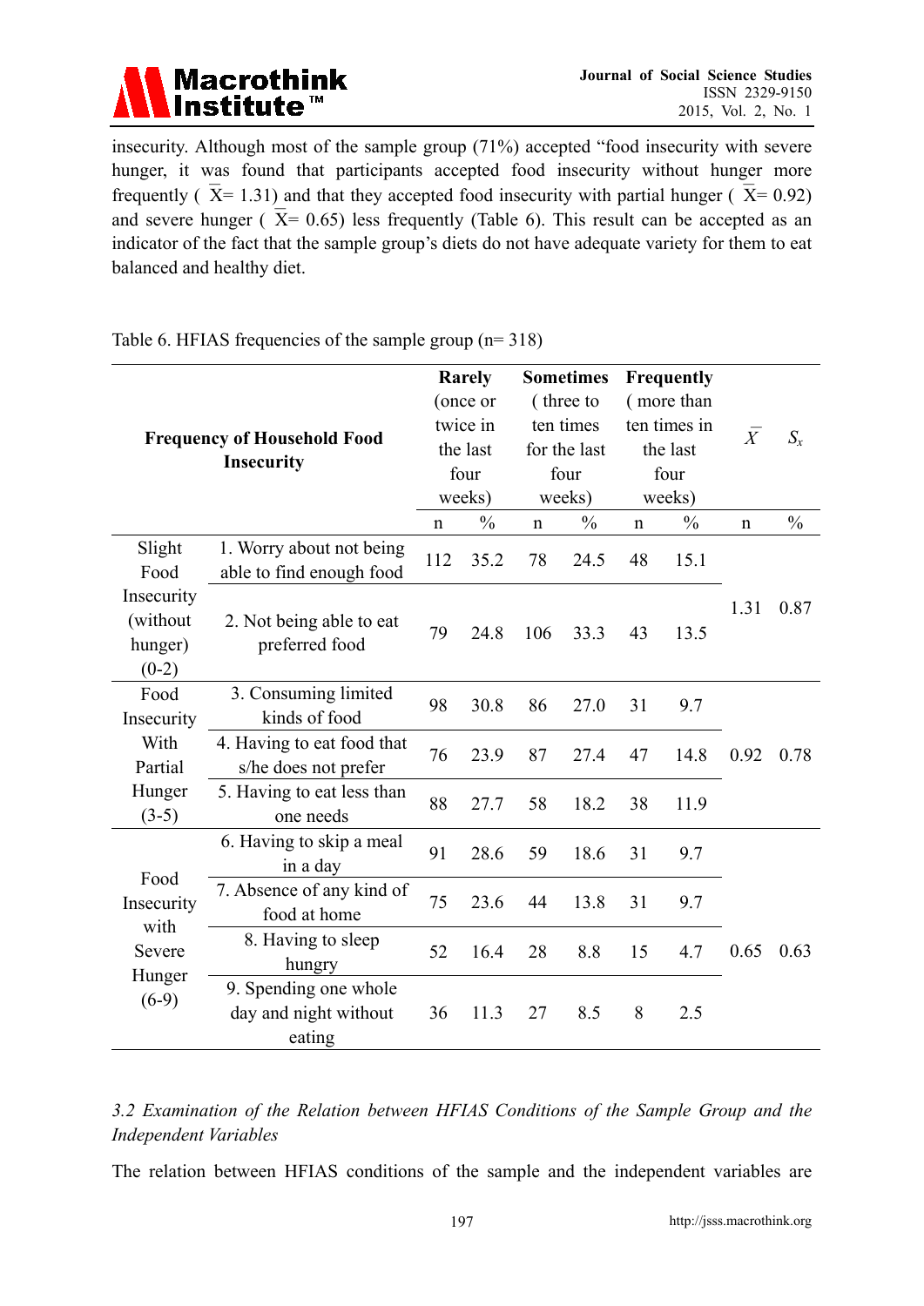insecurity. Although most of the sample group (71%) accepted "food insecurity with severe hunger, it was found that participants accepted food insecurity without hunger more frequently ( $\overline{X}$= 1.31) and that they accepted food insecurity with partial hunger ( $\overline{X}$= 0.92) and severe hunger ( $\overline{X}$= 0.65) less frequently (Table 6). This result can be accepted as an indicator of the fact that the sample group's diets do not have adequate variety for them to eat balanced and healthy diet.

Table 6. HFIAS frequencies of the sample group (n= 318)

| **Frequency of Household Food Insecurity** | | **Rarely** (once or twice in the last four weeks) | | **Sometimes** ( three to ten times for the last four weeks) | | **Frequently** ( more than ten times in the last four weeks) | | $\overline{X}$ | $S_x$ |
|---|---|---|---|---|---|---|---|---|---|
| | | n | % | n | % | n | % | n | % |
| Slight Food Insecurity (without hunger) (0-2) | 1. Worry about not being able to find enough food | 112 | 35.2 | 78 | 24.5 | 48 | 15.1 | 1.31 | 0.87 |
| | 2. Not being able to eat preferred food | 79 | 24.8 | 106 | 33.3 | 43 | 13.5 | | |
| Food Insecurity With Partial Hunger (3-5) | 3. Consuming limited kinds of food | 98 | 30.8 | 86 | 27.0 | 31 | 9.7 | 0.92 | 0.78 |
| | 4. Having to eat food that s/he does not prefer | 76 | 23.9 | 87 | 27.4 | 47 | 14.8 | | |
| | 5. Having to eat less than one needs | 88 | 27.7 | 58 | 18.2 | 38 | 11.9 | | |
| Food Insecurity with Severe Hunger (6-9) | 6. Having to skip a meal in a day | 91 | 28.6 | 59 | 18.6 | 31 | 9.7 | 0.65 | 0.63 |
| | 7. Absence of any kind of food at home | 75 | 23.6 | 44 | 13.8 | 31 | 9.7 | | |
| | 8. Having to sleep hungry | 52 | 16.4 | 28 | 8.8 | 15 | 4.7 | | |
| | 9. Spending one whole day and night without eating | 36 | 11.3 | 27 | 8.5 | 8 | 2.5 | | |

*3.2 Examination of the Relation between HFIAS Conditions of the Sample Group and the Independent Variables*

The relation between HFIAS conditions of the sample and the independent variables are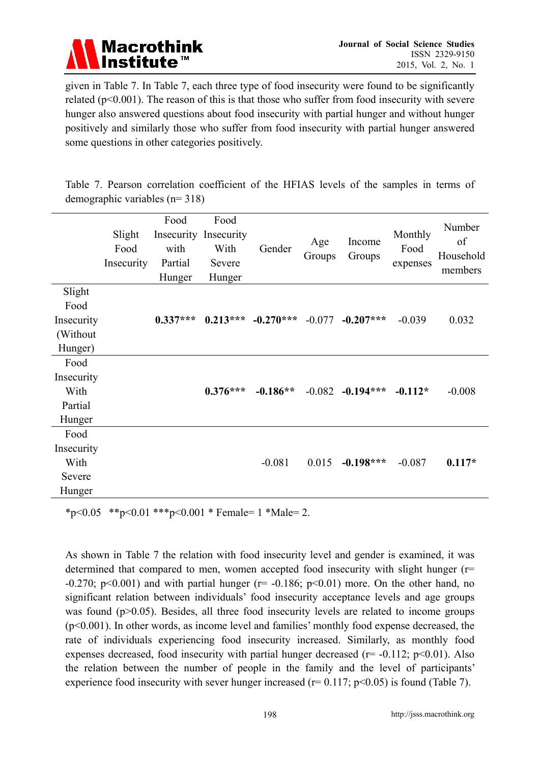given in Table 7. In Table 7, each three type of food insecurity were found to be significantly related ($p<0.001$). The reason of this is that those who suffer from food insecurity with severe hunger also answered questions about food insecurity with partial hunger and without hunger positively and similarly those who suffer from food insecurity with partial hunger answered some questions in other categories positively.

Table 7. Pearson correlation coefficient of the HFIAS levels of the samples in terms of demographic variables (n= 318)

| | Slight Food Insecurity | Food Insecurity with Partial Hunger | Food Insecurity With Severe Hunger | Gender | Age Groups | Income Groups | Monthly Food expenses | Number of Household members |
|---|---|---|---|---|---|---|---|---|
| Slight Food Insecurity (Without Hunger) | | **0.337*** ** | **0.213*** ** | **-0.270*** ** | -0.077 | **-0.207*** ** | -0.039 | 0.032 |
| Food Insecurity With Partial Hunger | | | **0.376*** ** | **-0.186** ** | -0.082 | **-0.194*** ** | **-0.112* ** | -0.008 |
| Food Insecurity With Severe Hunger | | | | -0.081 | 0.015 | **-0.198*** ** | -0.087 | **0.117* ** |

*p<0.05 **p<0.01 ***p<0.001 * Female= 1 *Male= 2.

As shown in Table 7 the relation with food insecurity level and gender is examined, it was determined that compared to men, women accepted food insecurity with slight hunger ($r= -0.270$; $p<0.001$) and with partial hunger ($r= -0.186$; $p<0.01$) more. On the other hand, no significant relation between individuals' food insecurity acceptance levels and age groups was found ($p>0.05$). Besides, all three food insecurity levels are related to income groups ($p<0.001$). In other words, as income level and families' monthly food expense decreased, the rate of individuals experiencing food insecurity increased. Similarly, as monthly food expenses decreased, food insecurity with partial hunger decreased ($r= -0.112$; $p<0.01$). Also the relation between the number of people in the family and the level of participants' experience food insecurity with sever hunger increased ($r= 0.117$; $p<0.05$) is found (Table 7).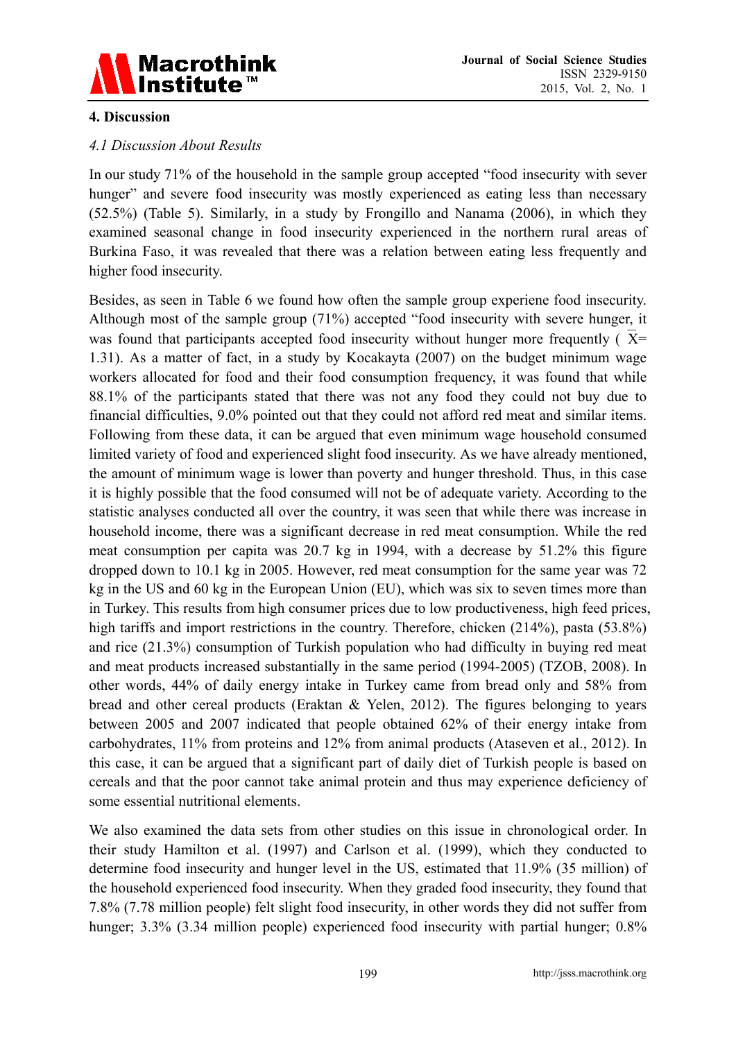## 4. Discussion

### *4.1 Discussion About Results*

In our study 71% of the household in the sample group accepted "food insecurity with sever hunger" and severe food insecurity was mostly experienced as eating less than necessary (52.5%) (Table 5). Similarly, in a study by Frongillo and Nanama (2006), in which they examined seasonal change in food insecurity experienced in the northern rural areas of Burkina Faso, it was revealed that there was a relation between eating less frequently and higher food insecurity.

Besides, as seen in Table 6 we found how often the sample group experiene food insecurity. Although most of the sample group (71%) accepted "food insecurity with severe hunger, it was found that participants accepted food insecurity without hunger more frequently ( $\overline{X}$= 1.31). As a matter of fact, in a study by Kocakayta (2007) on the budget minimum wage workers allocated for food and their food consumption frequency, it was found that while 88.1% of the participants stated that there was not any food they could not buy due to financial difficulties, 9.0% pointed out that they could not afford red meat and similar items. Following from these data, it can be argued that even minimum wage household consumed limited variety of food and experienced slight food insecurity. As we have already mentioned, the amount of minimum wage is lower than poverty and hunger threshold. Thus, in this case it is highly possible that the food consumed will not be of adequate variety. According to the statistic analyses conducted all over the country, it was seen that while there was increase in household income, there was a significant decrease in red meat consumption. While the red meat consumption per capita was 20.7 kg in 1994, with a decrease by 51.2% this figure dropped down to 10.1 kg in 2005. However, red meat consumption for the same year was 72 kg in the US and 60 kg in the European Union (EU), which was six to seven times more than in Turkey. This results from high consumer prices due to low productiveness, high feed prices, high tariffs and import restrictions in the country. Therefore, chicken (214%), pasta (53.8%) and rice (21.3%) consumption of Turkish population who had difficulty in buying red meat and meat products increased substantially in the same period (1994-2005) (TZOB, 2008). In other words, 44% of daily energy intake in Turkey came from bread only and 58% from bread and other cereal products (Eraktan & Yelen, 2012). The figures belonging to years between 2005 and 2007 indicated that people obtained 62% of their energy intake from carbohydrates, 11% from proteins and 12% from animal products (Ataseven et al., 2012). In this case, it can be argued that a significant part of daily diet of Turkish people is based on cereals and that the poor cannot take animal protein and thus may experience deficiency of some essential nutritional elements.

We also examined the data sets from other studies on this issue in chronological order. In their study Hamilton et al. (1997) and Carlson et al. (1999), which they conducted to determine food insecurity and hunger level in the US, estimated that 11.9% (35 million) of the household experienced food insecurity. When they graded food insecurity, they found that 7.8% (7.78 million people) felt slight food insecurity, in other words they did not suffer from hunger; 3.3% (3.34 million people) experienced food insecurity with partial hunger; 0.8%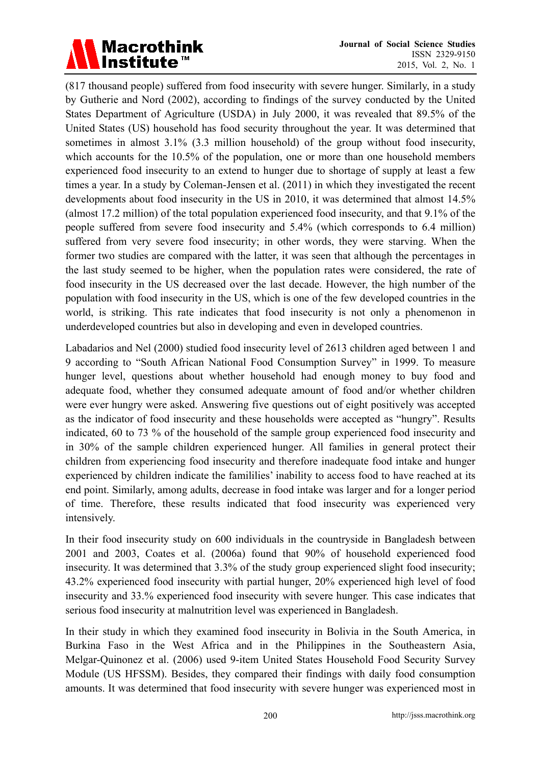(817 thousand people) suffered from food insecurity with severe hunger. Similarly, in a study by Gutherie and Nord (2002), according to findings of the survey conducted by the United States Department of Agriculture (USDA) in July 2000, it was revealed that 89.5% of the United States (US) household has food security throughout the year. It was determined that sometimes in almost 3.1% (3.3 million household) of the group without food insecurity, which accounts for the 10.5% of the population, one or more than one household members experienced food insecurity to an extend to hunger due to shortage of supply at least a few times a year. In a study by Coleman-Jensen et al. (2011) in which they investigated the recent developments about food insecurity in the US in 2010, it was determined that almost 14.5% (almost 17.2 million) of the total population experienced food insecurity, and that 9.1% of the people suffered from severe food insecurity and 5.4% (which corresponds to 6.4 million) suffered from very severe food insecurity; in other words, they were starving. When the former two studies are compared with the latter, it was seen that although the percentages in the last study seemed to be higher, when the population rates were considered, the rate of food insecurity in the US decreased over the last decade. However, the high number of the population with food insecurity in the US, which is one of the few developed countries in the world, is striking. This rate indicates that food insecurity is not only a phenomenon in underdeveloped countries but also in developing and even in developed countries.

Labadarios and Nel (2000) studied food insecurity level of 2613 children aged between 1 and 9 according to "South African National Food Consumption Survey" in 1999. To measure hunger level, questions about whether household had enough money to buy food and adequate food, whether they consumed adequate amount of food and/or whether children were ever hungry were asked. Answering five questions out of eight positively was accepted as the indicator of food insecurity and these households were accepted as "hungry". Results indicated, 60 to 73 % of the household of the sample group experienced food insecurity and in 30% of the sample children experienced hunger. All families in general protect their children from experiencing food insecurity and therefore inadequate food intake and hunger experienced by children indicate the famililies' inability to access food to have reached at its end point. Similarly, among adults, decrease in food intake was larger and for a longer period of time. Therefore, these results indicated that food insecurity was experienced very intensively.

In their food insecurity study on 600 individuals in the countryside in Bangladesh between 2001 and 2003, Coates et al. (2006a) found that 90% of household experienced food insecurity. It was determined that 3.3% of the study group experienced slight food insecurity; 43.2% experienced food insecurity with partial hunger, 20% experienced high level of food insecurity and 33.% experienced food insecurity with severe hunger. This case indicates that serious food insecurity at malnutrition level was experienced in Bangladesh.

In their study in which they examined food insecurity in Bolivia in the South America, in Burkina Faso in the West Africa and in the Philippines in the Southeastern Asia, Melgar-Quinonez et al. (2006) used 9-item United States Household Food Security Survey Module (US HFSSM). Besides, they compared their findings with daily food consumption amounts. It was determined that food insecurity with severe hunger was experienced most in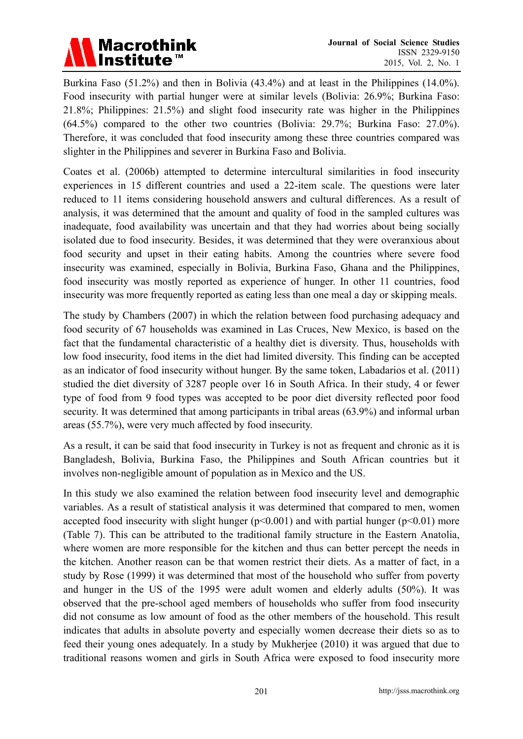Burkina Faso (51.2%) and then in Bolivia (43.4%) and at least in the Philippines (14.0%). Food insecurity with partial hunger were at similar levels (Bolivia: 26.9%; Burkina Faso: 21.8%; Philippines: 21.5%) and slight food insecurity rate was higher in the Philippines (64.5%) compared to the other two countries (Bolivia: 29.7%; Burkina Faso: 27.0%). Therefore, it was concluded that food insecurity among these three countries compared was slighter in the Philippines and severer in Burkina Faso and Bolivia.

Coates et al. (2006b) attempted to determine intercultural similarities in food insecurity experiences in 15 different countries and used a 22-item scale. The questions were later reduced to 11 items considering household answers and cultural differences. As a result of analysis, it was determined that the amount and quality of food in the sampled cultures was inadequate, food availability was uncertain and that they had worries about being socially isolated due to food insecurity. Besides, it was determined that they were overanxious about food security and upset in their eating habits. Among the countries where severe food insecurity was examined, especially in Bolivia, Burkina Faso, Ghana and the Philippines, food insecurity was mostly reported as experience of hunger. In other 11 countries, food insecurity was more frequently reported as eating less than one meal a day or skipping meals.

The study by Chambers (2007) in which the relation between food purchasing adequacy and food security of 67 households was examined in Las Cruces, New Mexico, is based on the fact that the fundamental characteristic of a healthy diet is diversity. Thus, households with low food insecurity, food items in the diet had limited diversity. This finding can be accepted as an indicator of food insecurity without hunger. By the same token, Labadarios et al. (2011) studied the diet diversity of 3287 people over 16 in South Africa. In their study, 4 or fewer type of food from 9 food types was accepted to be poor diet diversity reflected poor food security. It was determined that among participants in tribal areas (63.9%) and informal urban areas (55.7%), were very much affected by food insecurity.

As a result, it can be said that food insecurity in Turkey is not as frequent and chronic as it is Bangladesh, Bolivia, Burkina Faso, the Philippines and South African countries but it involves non-negligible amount of population as in Mexico and the US.

In this study we also examined the relation between food insecurity level and demographic variables. As a result of statistical analysis it was determined that compared to men, women accepted food insecurity with slight hunger ($p<0.001$) and with partial hunger ($p<0.01$) more (Table 7). This can be attributed to the traditional family structure in the Eastern Anatolia, where women are more responsible for the kitchen and thus can better percept the needs in the kitchen. Another reason can be that women restrict their diets. As a matter of fact, in a study by Rose (1999) it was determined that most of the household who suffer from poverty and hunger in the US of the 1995 were adult women and elderly adults (50%). It was observed that the pre-school aged members of households who suffer from food insecurity did not consume as low amount of food as the other members of the household. This result indicates that adults in absolute poverty and especially women decrease their diets so as to feed their young ones adequately. In a study by Mukherjee (2010) it was argued that due to traditional reasons women and girls in South Africa were exposed to food insecurity more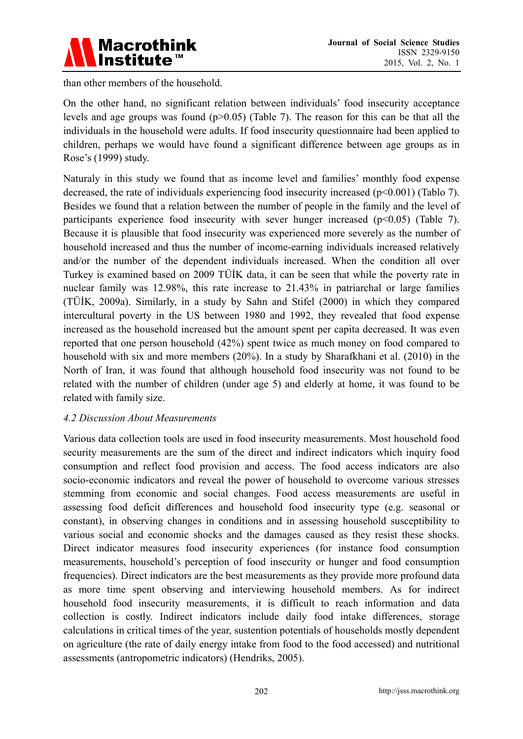than other members of the household.

On the other hand, no significant relation between individuals' food insecurity acceptance levels and age groups was found ($p>0.05$) (Table 7). The reason for this can be that all the individuals in the household were adults. If food insecurity questionnaire had been applied to children, perhaps we would have found a significant difference between age groups as in Rose's (1999) study.

Naturaly in this study we found that as income level and families' monthly food expense decreased, the rate of individuals experiencing food insecurity increased ($p<0.001$) (Tablo 7). Besides we found that a relation between the number of people in the family and the level of participants experience food insecurity with sever hunger increased ($p<0.05$) (Table 7). Because it is plausible that food insecurity was experienced more severely as the number of household increased and thus the number of income-earning individuals increased relatively and/or the number of the dependent individuals increased. When the condition all over Turkey is examined based on 2009 TÜİK data, it can be seen that while the poverty rate in nuclear family was 12.98%, this rate increase to 21.43% in patriarchal or large families (TÜİK, 2009a). Similarly, in a study by Sahn and Stifel (2000) in which they compared intercultural poverty in the US between 1980 and 1992, they revealed that food expense increased as the household increased but the amount spent per capita decreased. It was even reported that one person household (42%) spent twice as much money on food compared to household with six and more members (20%). In a study by Sharafkhani et al. (2010) in the North of Iran, it was found that although household food insecurity was not found to be related with the number of children (under age 5) and elderly at home, it was found to be related with family size.

### *4.2 Discussion About Measurements*

Various data collection tools are used in food insecurity measurements. Most household food security measurements are the sum of the direct and indirect indicators which inquiry food consumption and reflect food provision and access. The food access indicators are also socio-economic indicators and reveal the power of household to overcome various stresses stemming from economic and social changes. Food access measurements are useful in assessing food deficit differences and household food insecurity type (e.g. seasonal or constant), in observing changes in conditions and in assessing household susceptibility to various social and economic shocks and the damages caused as they resist these shocks. Direct indicator measures food insecurity experiences (for instance food consumption measurements, household's perception of food insecurity or hunger and food consumption frequencies). Direct indicators are the best measurements as they provide more profound data as more time spent observing and interviewing household members. As for indirect household food insecurity measurements, it is difficult to reach information and data collection is costly. Indirect indicators include daily food intake differences, storage calculations in critical times of the year, sustention potentials of households mostly dependent on agriculture (the rate of daily energy intake from food to the food accessed) and nutritional assessments (antropometric indicators) (Hendriks, 2005).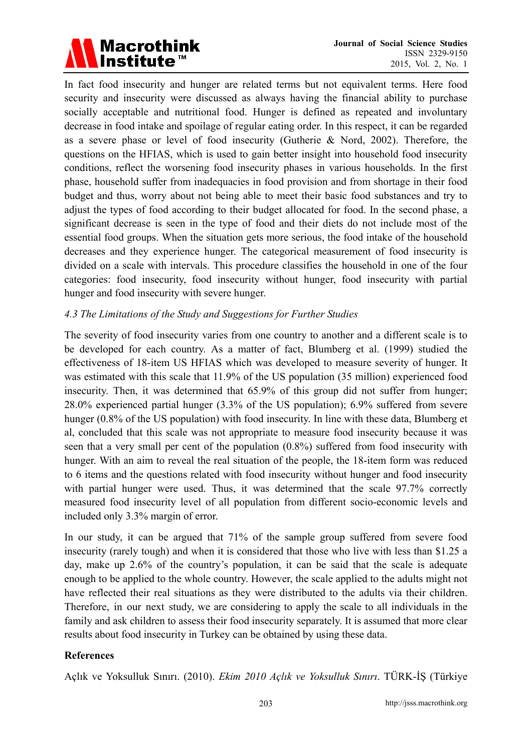In fact food insecurity and hunger are related terms but not equivalent terms. Here food security and insecurity were discussed as always having the financial ability to purchase socially acceptable and nutritional food. Hunger is defined as repeated and involuntary decrease in food intake and spoilage of regular eating order. In this respect, it can be regarded as a severe phase or level of food insecurity (Gutherie & Nord, 2002). Therefore, the questions on the HFIAS, which is used to gain better insight into household food insecurity conditions, reflect the worsening food insecurity phases in various households. In the first phase, household suffer from inadequacies in food provision and from shortage in their food budget and thus, worry about not being able to meet their basic food substances and try to adjust the types of food according to their budget allocated for food. In the second phase, a significant decrease is seen in the type of food and their diets do not include most of the essential food groups. When the situation gets more serious, the food intake of the household decreases and they experience hunger. The categorical measurement of food insecurity is divided on a scale with intervals. This procedure classifies the household in one of the four categories: food insecurity, food insecurity without hunger, food insecurity with partial hunger and food insecurity with severe hunger.

### *4.3 The Limitations of the Study and Suggestions for Further Studies*

The severity of food insecurity varies from one country to another and a different scale is to be developed for each country. As a matter of fact, Blumberg et al. (1999) studied the effectiveness of 18-item US HFIAS which was developed to measure severity of hunger. It was estimated with this scale that 11.9% of the US population (35 million) experienced food insecurity. Then, it was determined that 65.9% of this group did not suffer from hunger; 28.0% experienced partial hunger (3.3% of the US population); 6.9% suffered from severe hunger (0.8% of the US population) with food insecurity. In line with these data, Blumberg et al, concluded that this scale was not appropriate to measure food insecurity because it was seen that a very small per cent of the population (0.8%) suffered from food insecurity with hunger. With an aim to reveal the real situation of the people, the 18-item form was reduced to 6 items and the questions related with food insecurity without hunger and food insecurity with partial hunger were used. Thus, it was determined that the scale 97.7% correctly measured food insecurity level of all population from different socio-economic levels and included only 3.3% margin of error.

In our study, it can be argued that 71% of the sample group suffered from severe food insecurity (rarely tough) and when it is considered that those who live with less than $1.25 a day, make up 2.6% of the country's population, it can be said that the scale is adequate enough to be applied to the whole country. However, the scale applied to the adults might not have reflected their real situations as they were distributed to the adults via their children. Therefore, in our next study, we are considering to apply the scale to all individuals in the family and ask children to assess their food insecurity separately. It is assumed that more clear results about food insecurity in Turkey can be obtained by using these data.

**References**

Açlık ve Yoksulluk Sınırı. (2010). *Ekim 2010 Açlık ve Yoksulluk Sınırı*. TÜRK-İŞ (Türkiye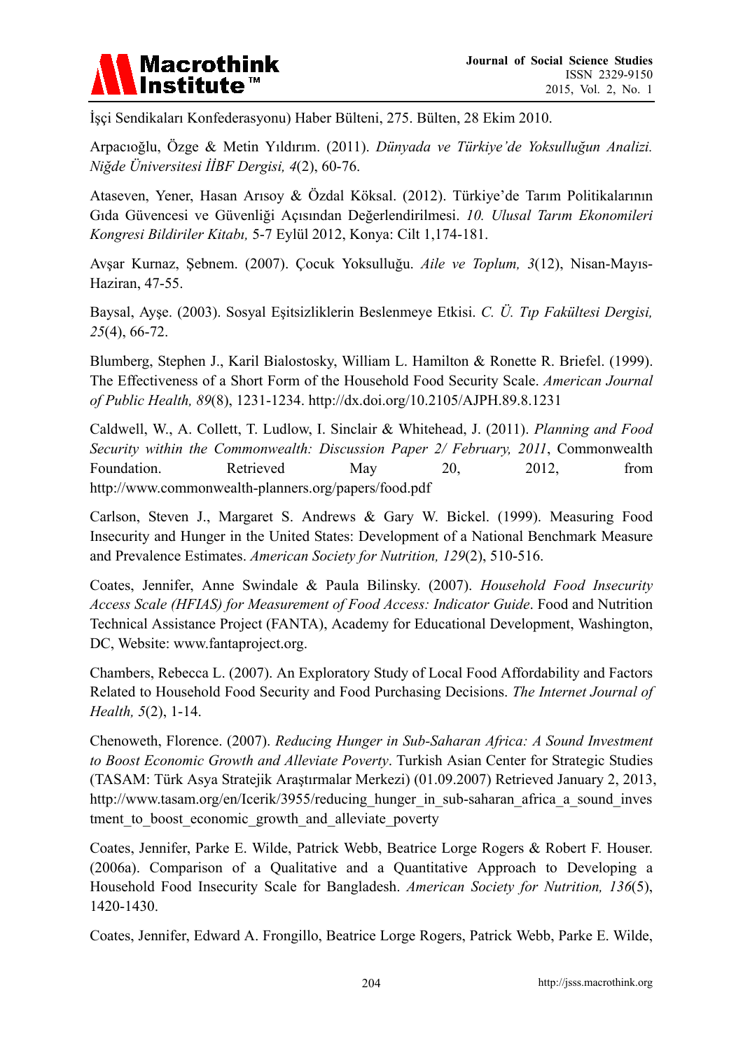İşçi Sendikaları Konfederasyonu) Haber Bülteni, 275. Bülten, 28 Ekim 2010.

Arpacıoğlu, Özge & Metin Yıldırım. (2011). *Dünyada ve Türkiye'de Yoksulluğun Analizi. Niğde Üniversitesi İİBF Dergisi, 4*(2), 60-76.

Ataseven, Yener, Hasan Arısoy & Özdal Köksal. (2012). Türkiye'de Tarım Politikalarının Gıda Güvencesi ve Güvenliği Açısından Değerlendirilmesi. *10. Ulusal Tarım Ekonomileri Kongresi Bildiriler Kitabı,* 5-7 Eylül 2012, Konya: Cilt 1,174-181.

Avşar Kurnaz, Şebnem. (2007). Çocuk Yoksulluğu. *Aile ve Toplum, 3*(12), Nisan-Mayıs-Haziran, 47-55.

Baysal, Ayşe. (2003). Sosyal Eşitsizliklerin Beslenmeye Etkisi. *C. Ü. Tıp Fakültesi Dergisi, 25*(4), 66-72.

Blumberg, Stephen J., Karil Bialostosky, William L. Hamilton & Ronette R. Briefel. (1999). The Effectiveness of a Short Form of the Household Food Security Scale. *American Journal of Public Health, 89*(8), 1231-1234. http://dx.doi.org/10.2105/AJPH.89.8.1231

Caldwell, W., A. Collett, T. Ludlow, I. Sinclair & Whitehead, J. (2011). *Planning and Food Security within the Commonwealth: Discussion Paper 2/ February, 2011*, Commonwealth Foundation. Retrieved May 20, 2012, from http://www.commonwealth-planners.org/papers/food.pdf

Carlson, Steven J., Margaret S. Andrews & Gary W. Bickel. (1999). Measuring Food Insecurity and Hunger in the United States: Development of a National Benchmark Measure and Prevalence Estimates. *American Society for Nutrition, 129*(2), 510-516.

Coates, Jennifer, Anne Swindale & Paula Bilinsky. (2007). *Household Food Insecurity Access Scale (HFIAS) for Measurement of Food Access: Indicator Guide*. Food and Nutrition Technical Assistance Project (FANTA), Academy for Educational Development, Washington, DC, Website: www.fantaproject.org.

Chambers, Rebecca L. (2007). An Exploratory Study of Local Food Affordability and Factors Related to Household Food Security and Food Purchasing Decisions. *The Internet Journal of Health, 5*(2), 1-14.

Chenoweth, Florence. (2007). *Reducing Hunger in Sub-Saharan Africa: A Sound Investment to Boost Economic Growth and Alleviate Poverty*. Turkish Asian Center for Strategic Studies (TASAM: Türk Asya Stratejik Araştırmalar Merkezi) (01.09.2007) Retrieved January 2, 2013, http://www.tasam.org/en/Icerik/3955/reducing_hunger_in_sub-saharan_africa_a_sound_investment_to_boost_economic_growth_and_alleviate_poverty

Coates, Jennifer, Parke E. Wilde, Patrick Webb, Beatrice Lorge Rogers & Robert F. Houser. (2006a). Comparison of a Qualitative and a Quantitative Approach to Developing a Household Food Insecurity Scale for Bangladesh. *American Society for Nutrition, 136*(5), 1420-1430.

Coates, Jennifer, Edward A. Frongillo, Beatrice Lorge Rogers, Patrick Webb, Parke E. Wilde,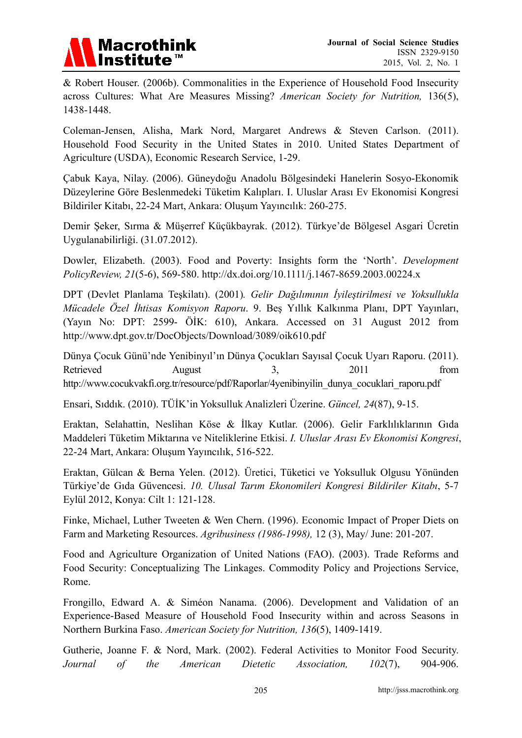& Robert Houser. (2006b). Commonalities in the Experience of Household Food Insecurity across Cultures: What Are Measures Missing? *American Society for Nutrition,* 136(5), 1438-1448.

Coleman-Jensen, Alisha, Mark Nord, Margaret Andrews & Steven Carlson. (2011). Household Food Security in the United States in 2010. United States Department of Agriculture (USDA), Economic Research Service, 1-29.

Çabuk Kaya, Nilay. (2006). Güneydoğu Anadolu Bölgesindeki Hanelerin Sosyo-Ekonomik Düzeylerine Göre Beslenmedeki Tüketim Kalıpları. I. Uluslar Arası Ev Ekonomisi Kongresi Bildiriler Kitabı, 22-24 Mart, Ankara: Oluşum Yayıncılık: 260-275.

Demir Şeker, Sırma & Müşerref Küçükbayrak. (2012). Türkye'de Bölgesel Asgari Ücretin Uygulanabilirliği. (31.07.2012).

Dowler, Elizabeth. (2003). Food and Poverty: Insights form the 'North'. *Development PolicyReview, 21*(5-6), 569-580. http://dx.doi.org/10.1111/j.1467-8659.2003.00224.x

DPT (Devlet Planlama Teşkilatı). (2001)*. Gelir Dağılımının İyileştirilmesi ve Yoksullukla Mücadele Özel İhtisas Komisyon Raporu*. 9. Beş Yıllık Kalkınma Planı, DPT Yayınları, (Yayın No: DPT: 2599- ÖİK: 610), Ankara. Accessed on 31 August 2012 from http://www.dpt.gov.tr/DocObjects/Download/3089/oik610.pdf

Dünya Çocuk Günü'nde Yenibinyıl'ın Dünya Çocukları Sayısal Çocuk Uyarı Raporu. (2011). Retrieved August 3, 2011 from http://www.cocukvakfi.org.tr/resource/pdf/Raporlar/4yenibinyilin_dunya_cocuklari_raporu.pdf

Ensari, Sıddık. (2010). TÜİK'in Yoksulluk Analizleri Üzerine. *Güncel, 24*(87), 9-15.

Eraktan, Selahattin, Neslihan Köse & İlkay Kutlar. (2006). Gelir Farklılıklarının Gıda Maddeleri Tüketim Miktarına ve Niteliklerine Etkisi. *I. Uluslar Arası Ev Ekonomisi Kongresi*, 22-24 Mart, Ankara: Oluşum Yayıncılık, 516-522.

Eraktan, Gülcan & Berna Yelen. (2012). Üretici, Tüketici ve Yoksulluk Olgusu Yönünden Türkiye'de Gıda Güvencesi. *10. Ulusal Tarım Ekonomileri Kongresi Bildiriler Kitabı*, 5-7 Eylül 2012, Konya: Cilt 1: 121-128.

Finke, Michael, Luther Tweeten & Wen Chern. (1996). Economic Impact of Proper Diets on Farm and Marketing Resources. *Agribusiness (1986-1998),* 12 (3), May/ June: 201-207.

Food and Agriculture Organization of United Nations (FAO). (2003). Trade Reforms and Food Security: Conceptualizing The Linkages. Commodity Policy and Projections Service, Rome.

Frongillo, Edward A. & Siméon Nanama. (2006). Development and Validation of an Experience-Based Measure of Household Food Insecurity within and across Seasons in Northern Burkina Faso. *American Society for Nutrition, 136*(5), 1409-1419.

Gutherie, Joanne F. & Nord, Mark. (2002). Federal Activities to Monitor Food Security. *Journal of the American Dietetic Association, 102*(7), 904-906.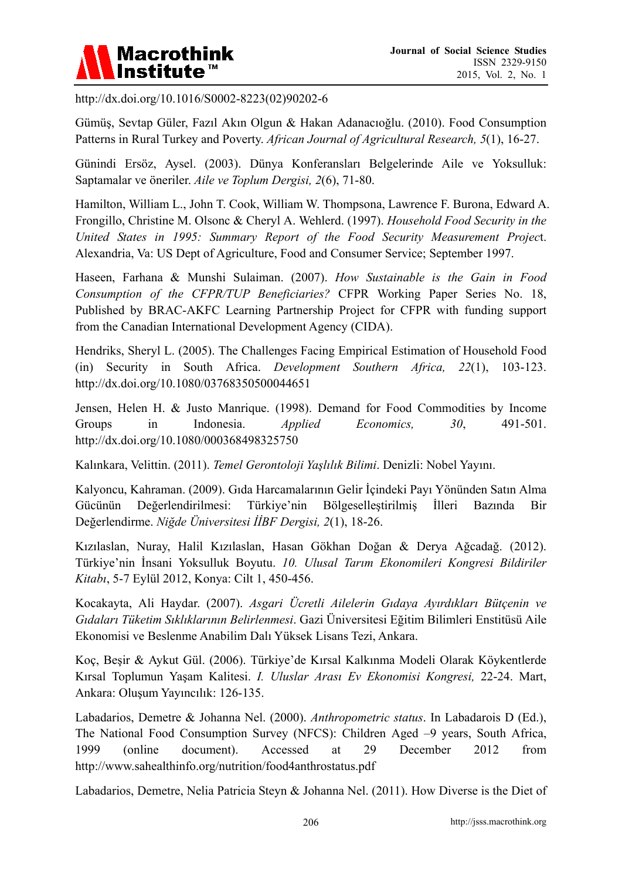http://dx.doi.org/10.1016/S0002-8223(02)90202-6

Gümüş, Sevtap Güler, Fazıl Akın Olgun & Hakan Adanacıoğlu. (2010). Food Consumption Patterns in Rural Turkey and Poverty. *African Journal of Agricultural Research, 5*(1), 16-27.

Günindi Ersöz, Aysel. (2003). Dünya Konferansları Belgelerinde Aile ve Yoksulluk: Saptamalar ve öneriler. *Aile ve Toplum Dergisi, 2*(6), 71-80.

Hamilton, William L., John T. Cook, William W. Thompsona, Lawrence F. Burona, Edward A. Frongillo, Christine M. Olsonc & Cheryl A. Wehlerd. (1997). *Household Food Security in the United States in 1995: Summary Report of the Food Security Measurement Projec*t. Alexandria, Va: US Dept of Agriculture, Food and Consumer Service; September 1997.

Haseen, Farhana & Munshi Sulaiman. (2007). *How Sustainable is the Gain in Food Consumption of the CFPR/TUP Beneficiaries?* CFPR Working Paper Series No. 18, Published by BRAC-AKFC Learning Partnership Project for CFPR with funding support from the Canadian International Development Agency (CIDA).

Hendriks, Sheryl L. (2005). The Challenges Facing Empirical Estimation of Household Food (in) Security in South Africa. *Development Southern Africa, 22*(1), 103-123. http://dx.doi.org/10.1080/03768350500044651

Jensen, Helen H. & Justo Manrique. (1998). Demand for Food Commodities by Income Groups in Indonesia. *Applied Economics, 30*, 491-501. http://dx.doi.org/10.1080/000368498325750

Kalınkara, Velittin. (2011). *Temel Gerontoloji Yaşlılık Bilimi*. Denizli: Nobel Yayını.

Kalyoncu, Kahraman. (2009). Gıda Harcamalarının Gelir İçindeki Payı Yönünden Satın Alma Gücünün Değerlendirilmesi: Türkiye'nin Bölgeselleştirilmiş İlleri Bazında Bir Değerlendirme. *Niğde Üniversitesi İİBF Dergisi, 2*(1), 18-26.

Kızılaslan, Nuray, Halil Kızılaslan, Hasan Gökhan Doğan & Derya Ağcadağ. (2012). Türkiye'nin İnsani Yoksulluk Boyutu. *10. Ulusal Tarım Ekonomileri Kongresi Bildiriler Kitabı*, 5-7 Eylül 2012, Konya: Cilt 1, 450-456.

Kocakayta, Ali Haydar. (2007). *Asgari Ücretli Ailelerin Gıdaya Ayırdıkları Bütçenin ve Gıdaları Tüketim Sıklıklarının Belirlenmesi*. Gazi Üniversitesi Eğitim Bilimleri Enstitüsü Aile Ekonomisi ve Beslenme Anabilim Dalı Yüksek Lisans Tezi, Ankara.

Koç, Beşir & Aykut Gül. (2006). Türkiye'de Kırsal Kalkınma Modeli Olarak Köykentlerde Kırsal Toplumun Yaşam Kalitesi. *I. Uluslar Arası Ev Ekonomisi Kongresi,* 22-24. Mart, Ankara: Oluşum Yayıncılık: 126-135.

Labadarios, Demetre & Johanna Nel. (2000). *Anthropometric status*. In Labadarois D (Ed.), The National Food Consumption Survey (NFCS): Children Aged –9 years, South Africa, 1999 (online document). Accessed at 29 December 2012 from http://www.sahealthinfo.org/nutrition/food4anthrostatus.pdf

Labadarios, Demetre, Nelia Patricia Steyn & Johanna Nel. (2011). How Diverse is the Diet of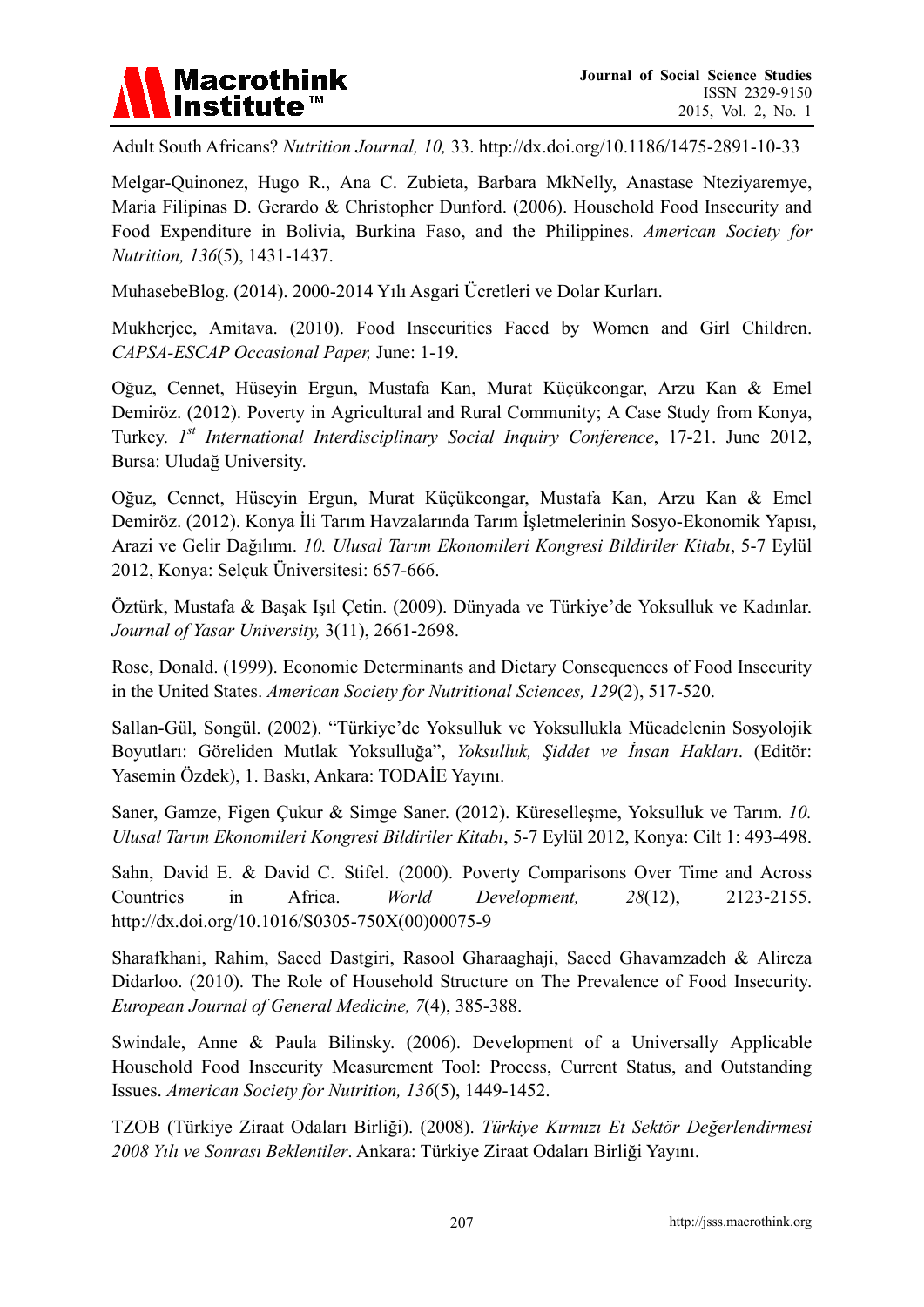Adult South Africans? *Nutrition Journal, 10,* 33. http://dx.doi.org/10.1186/1475-2891-10-33

Melgar-Quinonez, Hugo R., Ana C. Zubieta, Barbara MkNelly, Anastase Nteziyaremye, Maria Filipinas D. Gerardo & Christopher Dunford. (2006). Household Food Insecurity and Food Expenditure in Bolivia, Burkina Faso, and the Philippines. *American Society for Nutrition, 136*(5), 1431-1437.

MuhasebeBlog. (2014). 2000-2014 Yılı Asgari Ücretleri ve Dolar Kurları.

Mukherjee, Amitava. (2010). Food Insecurities Faced by Women and Girl Children. *CAPSA-ESCAP Occasional Paper,* June: 1-19.

Oğuz, Cennet, Hüseyin Ergun, Mustafa Kan, Murat Küçükcongar, Arzu Kan & Emel Demiröz. (2012). Poverty in Agricultural and Rural Community; A Case Study from Konya, Turkey. *1st International Interdisciplinary Social Inquiry Conference*, 17-21. June 2012, Bursa: Uludağ University.

Oğuz, Cennet, Hüseyin Ergun, Murat Küçükcongar, Mustafa Kan, Arzu Kan & Emel Demiröz. (2012). Konya İli Tarım Havzalarında Tarım İşletmelerinin Sosyo-Ekonomik Yapısı, Arazi ve Gelir Dağılımı. *10. Ulusal Tarım Ekonomileri Kongresi Bildiriler Kitabı*, 5-7 Eylül 2012, Konya: Selçuk Üniversitesi: 657-666.

Öztürk, Mustafa & Başak Işıl Çetin. (2009). Dünyada ve Türkiye'de Yoksulluk ve Kadınlar. *Journal of Yasar University,* 3(11), 2661-2698.

Rose, Donald. (1999). Economic Determinants and Dietary Consequences of Food Insecurity in the United States. *American Society for Nutritional Sciences, 129*(2), 517-520.

Sallan-Gül, Songül. (2002). "Türkiye'de Yoksulluk ve Yoksullukla Mücadelenin Sosyolojik Boyutları: Göreliden Mutlak Yoksulluğa", *Yoksulluk, Şiddet ve İnsan Hakları*. (Editör: Yasemin Özdek), 1. Baskı, Ankara: TODAİE Yayını.

Saner, Gamze, Figen Çukur & Simge Saner. (2012). Küreselleşme, Yoksulluk ve Tarım. *10. Ulusal Tarım Ekonomileri Kongresi Bildiriler Kitabı*, 5-7 Eylül 2012, Konya: Cilt 1: 493-498.

Sahn, David E. & David C. Stifel. (2000). Poverty Comparisons Over Time and Across Countries in Africa. *World Development, 28*(12), 2123-2155. http://dx.doi.org/10.1016/S0305-750X(00)00075-9

Sharafkhani, Rahim, Saeed Dastgiri, Rasool Gharaaghaji, Saeed Ghavamzadeh & Alireza Didarloo. (2010). The Role of Household Structure on The Prevalence of Food Insecurity. *European Journal of General Medicine, 7*(4), 385-388.

Swindale, Anne & Paula Bilinsky. (2006). Development of a Universally Applicable Household Food Insecurity Measurement Tool: Process, Current Status, and Outstanding Issues. *American Society for Nutrition, 136*(5), 1449-1452.

TZOB (Türkiye Ziraat Odaları Birliği). (2008). *Türkiye Kırmızı Et Sektör Değerlendirmesi 2008 Yılı ve Sonrası Beklentiler*. Ankara: Türkiye Ziraat Odaları Birliği Yayını.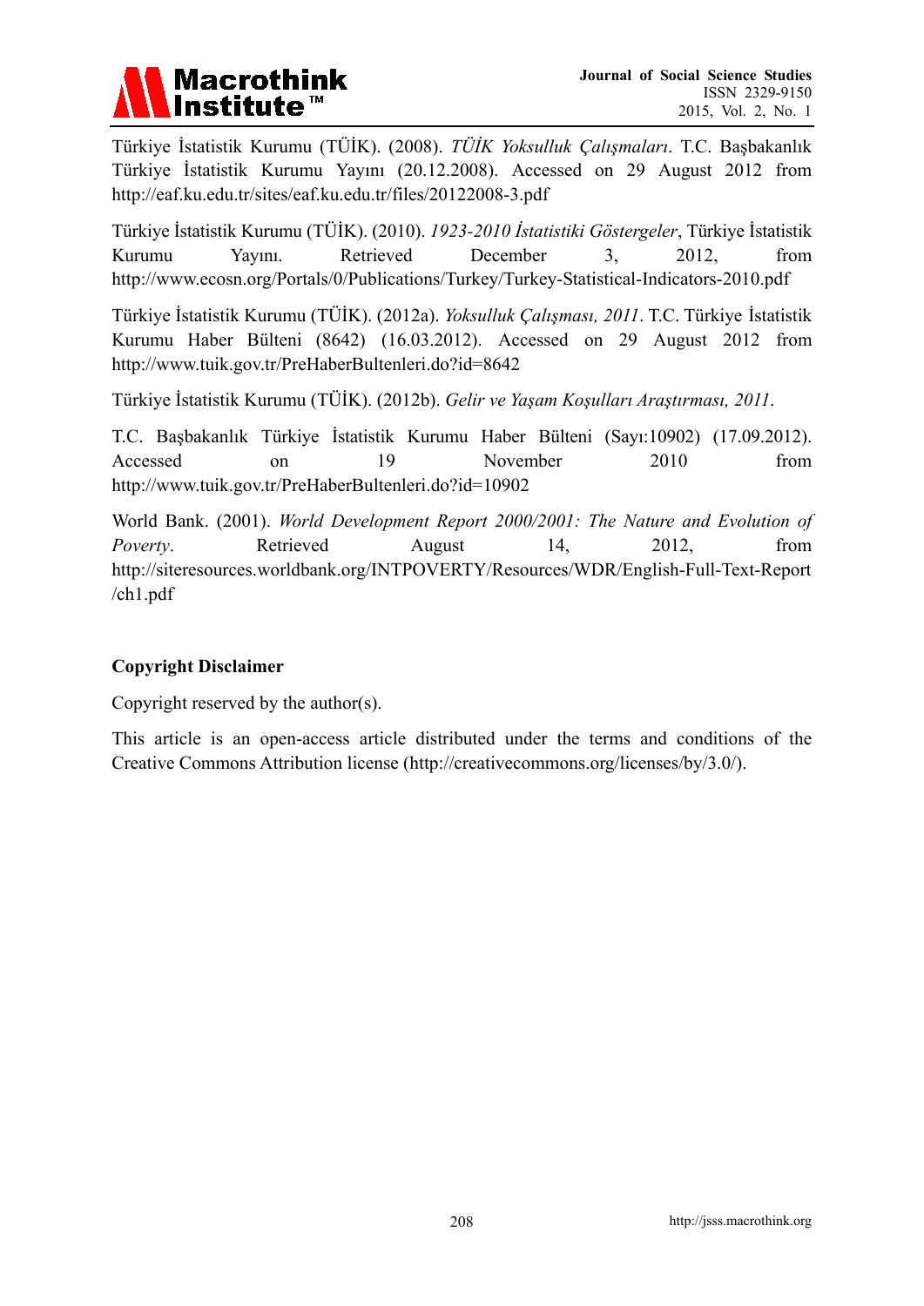Türkiye İstatistik Kurumu (TÜİK). (2008). *TÜİK Yoksulluk Çalışmaları*. T.C. Başbakanlık Türkiye İstatistik Kurumu Yayını (20.12.2008). Accessed on 29 August 2012 from http://eaf.ku.edu.tr/sites/eaf.ku.edu.tr/files/20122008-3.pdf

Türkiye İstatistik Kurumu (TÜİK). (2010). *1923-2010 İstatistiki Göstergeler*, Türkiye İstatistik Kurumu Yayını. Retrieved December 3, 2012, from http://www.ecosn.org/Portals/0/Publications/Turkey/Turkey-Statistical-Indicators-2010.pdf

Türkiye İstatistik Kurumu (TÜİK). (2012a). *Yoksulluk Çalışması, 2011*. T.C. Türkiye İstatistik Kurumu Haber Bülteni (8642) (16.03.2012). Accessed on 29 August 2012 from http://www.tuik.gov.tr/PreHaberBultenleri.do?id=8642

Türkiye İstatistik Kurumu (TÜİK). (2012b). *Gelir ve Yaşam Koşulları Araştırması, 2011*.

T.C. Başbakanlık Türkiye İstatistik Kurumu Haber Bülteni (Sayı:10902) (17.09.2012). Accessed on 19 November 2010 from http://www.tuik.gov.tr/PreHaberBultenleri.do?id=10902

World Bank. (2001). *World Development Report 2000/2001: The Nature and Evolution of Poverty*. Retrieved August 14, 2012, from http://siteresources.worldbank.org/INTPOVERTY/Resources/WDR/English-Full-Text-Report/ch1.pdf

**Copyright Disclaimer**

Copyright reserved by the author(s).

This article is an open-access article distributed under the terms and conditions of the Creative Commons Attribution license (http://creativecommons.org/licenses/by/3.0/).